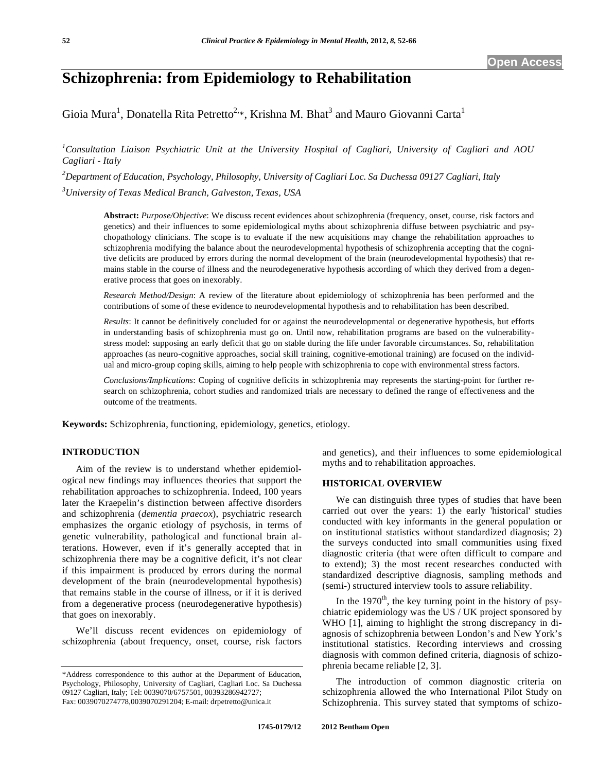Open Access

# Schizophrenia: from Epidemiology to Rehabilitation

Gioia Mura[1], Donatella Rita Petretto[2,*], Krishna M. Bhat[3] and Mauro Giovanni Carta[1]

[1]*Consultation Liaison Psychiatric Unit at the University Hospital of Cagliari, University of Cagliari and AOU Cagliari - Italy*

[2]*Department of Education, Psychology, Philosophy, University of Cagliari Loc. Sa Duchessa 09127 Cagliari, Italy*

[3]*University of Texas Medical Branch, Galveston, Texas, USA*

**Abstract:** *Purpose/Objective*: We discuss recent evidences about schizophrenia (frequency, onset, course, risk factors and genetics) and their influences to some epidemiological myths about schizophrenia diffuse between psychiatric and psychopathology clinicians. The scope is to evaluate if the new acquisitions may change the rehabilitation approaches to schizophrenia modifying the balance about the neurodevelopmental hypothesis of schizophrenia accepting that the cognitive deficits are produced by errors during the normal development of the brain (neurodevelopmental hypothesis) that remains stable in the course of illness and the neurodegenerative hypothesis according of which they derived from a degenerative process that goes on inexorably.

*Research Method/Design*: A review of the literature about epidemiology of schizophrenia has been performed and the contributions of some of these evidence to neurodevelopmental hypothesis and to rehabilitation has been described.

*Results*: It cannot be definitively concluded for or against the neurodevelopmental or degenerative hypothesis, but efforts in understanding basis of schizophrenia must go on. Until now, rehabilitation programs are based on the vulnerability-stress model: supposing an early deficit that go on stable during the life under favorable circumstances. So, rehabilitation approaches (as neuro-cognitive approaches, social skill training, cognitive-emotional training) are focused on the individual and micro-group coping skills, aiming to help people with schizophrenia to cope with environmental stress factors.

*Conclusions/Implications*: Coping of cognitive deficits in schizophrenia may represents the starting-point for further research on schizophrenia, cohort studies and randomized trials are necessary to defined the range of effectiveness and the outcome of the treatments.

**Keywords:** Schizophrenia, functioning, epidemiology, genetics, etiology.

## INTRODUCTION

Aim of the review is to understand whether epidemiological new findings may influences theories that support the rehabilitation approaches to schizophrenia. Indeed, 100 years later the Kraepelin's distinction between affective disorders and schizophrenia (*dementia praecox*), psychiatric research emphasizes the organic etiology of psychosis, in terms of genetic vulnerability, pathological and functional brain alterations. However, even if it's generally accepted that in schizophrenia there may be a cognitive deficit, it's not clear if this impairment is produced by errors during the normal development of the brain (neurodevelopmental hypothesis) that remains stable in the course of illness, or if it is derived from a degenerative process (neurodegenerative hypothesis) that goes on inexorably.

We'll discuss recent evidences on epidemiology of schizophrenia (about frequency, onset, course, risk factors and genetics), and their influences to some epidemiological myths and to rehabilitation approaches.

## HISTORICAL OVERVIEW

We can distinguish three types of studies that have been carried out over the years: 1) the early 'historical' studies conducted with key informants in the general population or on institutional statistics without standardized diagnosis; 2) the surveys conducted into small communities using fixed diagnostic criteria (that were often difficult to compare and to extend); 3) the most recent researches conducted with standardized descriptive diagnosis, sampling methods and (semi-) structured interview tools to assure reliability.

In the 1970[th], the key turning point in the history of psychiatric epidemiology was the US / UK project sponsored by WHO [1], aiming to highlight the strong discrepancy in diagnosis of schizophrenia between London's and New York's institutional statistics. Recording interviews and crossing diagnosis with common defined criteria, diagnosis of schizophrenia became reliable [2, 3].

The introduction of common diagnostic criteria on schizophrenia allowed the who International Pilot Study on Schizophrenia. This survey stated that symptoms of schizo-

*Address correspondence to this author at the Department of Education, Psychology, Philosophy, University of Cagliari, Cagliari Loc. Sa Duchessa 09127 Cagliari, Italy; Tel: 0039070/6757501, 00393286942727; Fax: 0039070274778,0039070291204; E-mail: drpetretto@unica.it

1745-0179/12 2012 Bentham Open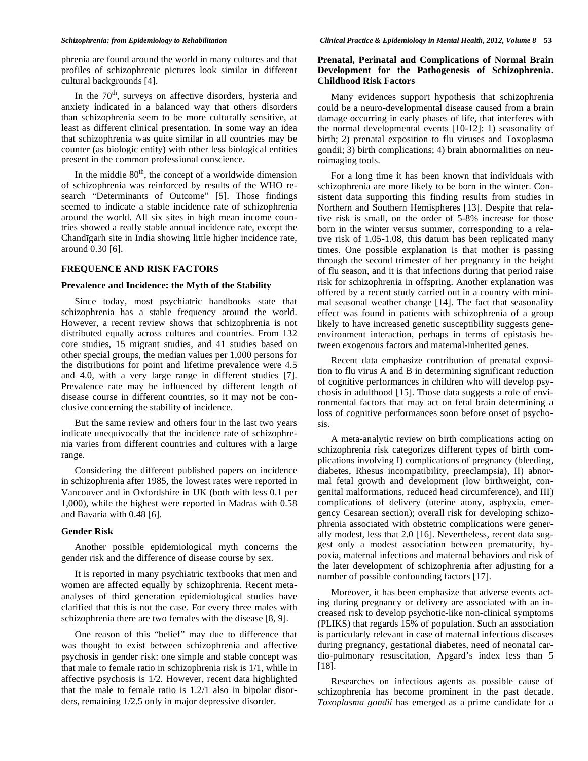phrenia are found around the world in many cultures and that profiles of schizophrenic pictures look similar in different cultural backgrounds [4].

In the 70th, surveys on affective disorders, hysteria and anxiety indicated in a balanced way that others disorders than schizophrenia seem to be more culturally sensitive, at least as different clinical presentation. In some way an idea that schizophrenia was quite similar in all countries may be counter (as biologic entity) with other less biological entities present in the common professional conscience.

In the middle 80th, the concept of a worldwide dimension of schizophrenia was reinforced by results of the WHO research "Determinants of Outcome" [5]. Those findings seemed to indicate a stable incidence rate of schizophrenia around the world. All six sites in high mean income countries showed a really stable annual incidence rate, except the Chandīgarh site in India showing little higher incidence rate, around 0.30 [6].

## FREQUENCE AND RISK FACTORS

### Prevalence and Incidence: the Myth of the Stability

Since today, most psychiatric handbooks state that schizophrenia has a stable frequency around the world. However, a recent review shows that schizophrenia is not distributed equally across cultures and countries. From 132 core studies, 15 migrant studies, and 41 studies based on other special groups, the median values per 1,000 persons for the distributions for point and lifetime prevalence were 4.5 and 4.0, with a very large range in different studies [7]. Prevalence rate may be influenced by different length of disease course in different countries, so it may not be conclusive concerning the stability of incidence.

But the same review and others four in the last two years indicate unequivocally that the incidence rate of schizophrenia varies from different countries and cultures with a large range.

Considering the different published papers on incidence in schizophrenia after 1985, the lowest rates were reported in Vancouver and in Oxfordshire in UK (both with less 0.1 per 1,000), while the highest were reported in Madras with 0.58 and Bavaria with 0.48 [6].

### Gender Risk

Another possible epidemiological myth concerns the gender risk and the difference of disease course by sex.

It is reported in many psychiatric textbooks that men and women are affected equally by schizophrenia. Recent meta-analyses of third generation epidemiological studies have clarified that this is not the case. For every three males with schizophrenia there are two females with the disease [8, 9].

One reason of this "belief" may due to difference that was thought to exist between schizophrenia and affective psychosis in gender risk: one simple and stable concept was that male to female ratio in schizophrenia risk is 1/1, while in affective psychosis is 1/2. However, recent data highlighted that the male to female ratio is 1.2/1 also in bipolar disorders, remaining 1/2.5 only in major depressive disorder.

### Prenatal, Perinatal and Complications of Normal Brain Development for the Pathogenesis of Schizophrenia. Childhood Risk Factors

Many evidences support hypothesis that schizophrenia could be a neuro-developmental disease caused from a brain damage occurring in early phases of life, that interferes with the normal developmental events [10-12]: 1) seasonality of birth; 2) prenatal exposition to flu viruses and Toxoplasma gondii; 3) birth complications; 4) brain abnormalities on neuroimaging tools.

For a long time it has been known that individuals with schizophrenia are more likely to be born in the winter. Consistent data supporting this finding results from studies in Northern and Southern Hemispheres [13]. Despite that relative risk is small, on the order of 5-8% increase for those born in the winter versus summer, corresponding to a relative risk of 1.05-1.08, this datum has been replicated many times. One possible explanation is that mother is passing through the second trimester of her pregnancy in the height of flu season, and it is that infections during that period raise risk for schizophrenia in offspring. Another explanation was offered by a recent study carried out in a country with minimal seasonal weather change [14]. The fact that seasonality effect was found in patients with schizophrenia of a group likely to have increased genetic susceptibility suggests gene-environment interaction, perhaps in terms of epistasis between exogenous factors and maternal-inherited genes.

Recent data emphasize contribution of prenatal exposition to flu virus A and B in determining significant reduction of cognitive performances in children who will develop psychosis in adulthood [15]. Those data suggests a role of environmental factors that may act on fetal brain determining a loss of cognitive performances soon before onset of psychosis.

A meta-analytic review on birth complications acting on schizophrenia risk categorizes different types of birth complications involving I) complications of pregnancy (bleeding, diabetes, Rhesus incompatibility, preeclampsia), II) abnormal fetal growth and development (low birthweight, congenital malformations, reduced head circumference), and III) complications of delivery (uterine atony, asphyxia, emergency Cesarean section); overall risk for developing schizophrenia associated with obstetric complications were generally modest, less that 2.0 [16]. Nevertheless, recent data suggest only a modest association between prematurity, hypoxia, maternal infections and maternal behaviors and risk of the later development of schizophrenia after adjusting for a number of possible confounding factors [17].

Moreover, it has been emphasize that adverse events acting during pregnancy or delivery are associated with an increased risk to develop psychotic-like non-clinical symptoms (PLIKS) that regards 15% of population. Such an association is particularly relevant in case of maternal infectious diseases during pregnancy, gestational diabetes, need of neonatal cardio-pulmonary resuscitation, Apgard's index less than 5 [18].

Researches on infectious agents as possible cause of schizophrenia has become prominent in the past decade. *Toxoplasma gondii* has emerged as a prime candidate for a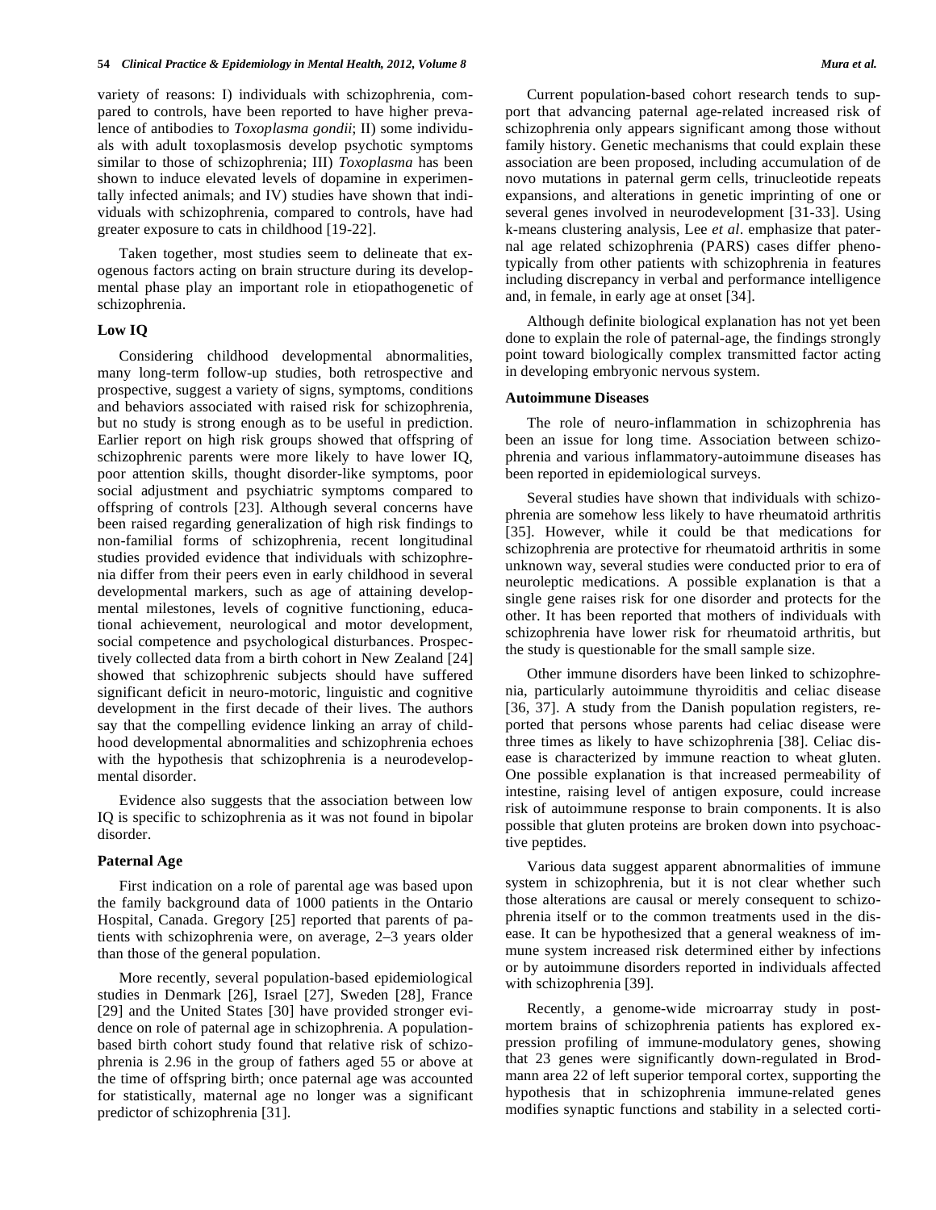variety of reasons: I) individuals with schizophrenia, compared to controls, have been reported to have higher prevalence of antibodies to *Toxoplasma gondii*; II) some individuals with adult toxoplasmosis develop psychotic symptoms similar to those of schizophrenia; III) *Toxoplasma* has been shown to induce elevated levels of dopamine in experimentally infected animals; and IV) studies have shown that individuals with schizophrenia, compared to controls, have had greater exposure to cats in childhood [19-22].

Taken together, most studies seem to delineate that exogenous factors acting on brain structure during its developmental phase play an important role in etiopathogenetic of schizophrenia.

### Low IQ

Considering childhood developmental abnormalities, many long-term follow-up studies, both retrospective and prospective, suggest a variety of signs, symptoms, conditions and behaviors associated with raised risk for schizophrenia, but no study is strong enough as to be useful in prediction. Earlier report on high risk groups showed that offspring of schizophrenic parents were more likely to have lower IQ, poor attention skills, thought disorder-like symptoms, poor social adjustment and psychiatric symptoms compared to offspring of controls [23]. Although several concerns have been raised regarding generalization of high risk findings to non-familial forms of schizophrenia, recent longitudinal studies provided evidence that individuals with schizophrenia differ from their peers even in early childhood in several developmental markers, such as age of attaining developmental milestones, levels of cognitive functioning, educational achievement, neurological and motor development, social competence and psychological disturbances. Prospectively collected data from a birth cohort in New Zealand [24] showed that schizophrenic subjects should have suffered significant deficit in neuro-motoric, linguistic and cognitive development in the first decade of their lives. The authors say that the compelling evidence linking an array of childhood developmental abnormalities and schizophrenia echoes with the hypothesis that schizophrenia is a neurodevelopmental disorder.

Evidence also suggests that the association between low IQ is specific to schizophrenia as it was not found in bipolar disorder.

### Paternal Age

First indication on a role of parental age was based upon the family background data of 1000 patients in the Ontario Hospital, Canada. Gregory [25] reported that parents of patients with schizophrenia were, on average, 2–3 years older than those of the general population.

More recently, several population-based epidemiological studies in Denmark [26], Israel [27], Sweden [28], France [29] and the United States [30] have provided stronger evidence on role of paternal age in schizophrenia. A population-based birth cohort study found that relative risk of schizophrenia is 2.96 in the group of fathers aged 55 or above at the time of offspring birth; once paternal age was accounted for statistically, maternal age no longer was a significant predictor of schizophrenia [31].

Current population-based cohort research tends to support that advancing paternal age-related increased risk of schizophrenia only appears significant among those without family history. Genetic mechanisms that could explain these association are been proposed, including accumulation of de novo mutations in paternal germ cells, trinucleotide repeats expansions, and alterations in genetic imprinting of one or several genes involved in neurodevelopment [31-33]. Using k-means clustering analysis, Lee *et al*. emphasize that paternal age related schizophrenia (PARS) cases differ phenotypically from other patients with schizophrenia in features including discrepancy in verbal and performance intelligence and, in female, in early age at onset [34].

Although definite biological explanation has not yet been done to explain the role of paternal-age, the findings strongly point toward biologically complex transmitted factor acting in developing embryonic nervous system.

### Autoimmune Diseases

The role of neuro-inflammation in schizophrenia has been an issue for long time. Association between schizophrenia and various inflammatory-autoimmune diseases has been reported in epidemiological surveys.

Several studies have shown that individuals with schizophrenia are somehow less likely to have rheumatoid arthritis [35]. However, while it could be that medications for schizophrenia are protective for rheumatoid arthritis in some unknown way, several studies were conducted prior to era of neuroleptic medications. A possible explanation is that a single gene raises risk for one disorder and protects for the other. It has been reported that mothers of individuals with schizophrenia have lower risk for rheumatoid arthritis, but the study is questionable for the small sample size.

Other immune disorders have been linked to schizophrenia, particularly autoimmune thyroiditis and celiac disease [36, 37]. A study from the Danish population registers, reported that persons whose parents had celiac disease were three times as likely to have schizophrenia [38]. Celiac disease is characterized by immune reaction to wheat gluten. One possible explanation is that increased permeability of intestine, raising level of antigen exposure, could increase risk of autoimmune response to brain components. It is also possible that gluten proteins are broken down into psychoactive peptides.

Various data suggest apparent abnormalities of immune system in schizophrenia, but it is not clear whether such those alterations are causal or merely consequent to schizophrenia itself or to the common treatments used in the disease. It can be hypothesized that a general weakness of immune system increased risk determined either by infections or by autoimmune disorders reported in individuals affected with schizophrenia [39].

Recently, a genome-wide microarray study in post-mortem brains of schizophrenia patients has explored expression profiling of immune-modulatory genes, showing that 23 genes were significantly down-regulated in Brodmann area 22 of left superior temporal cortex, supporting the hypothesis that in schizophrenia immune-related genes modifies synaptic functions and stability in a selected corti-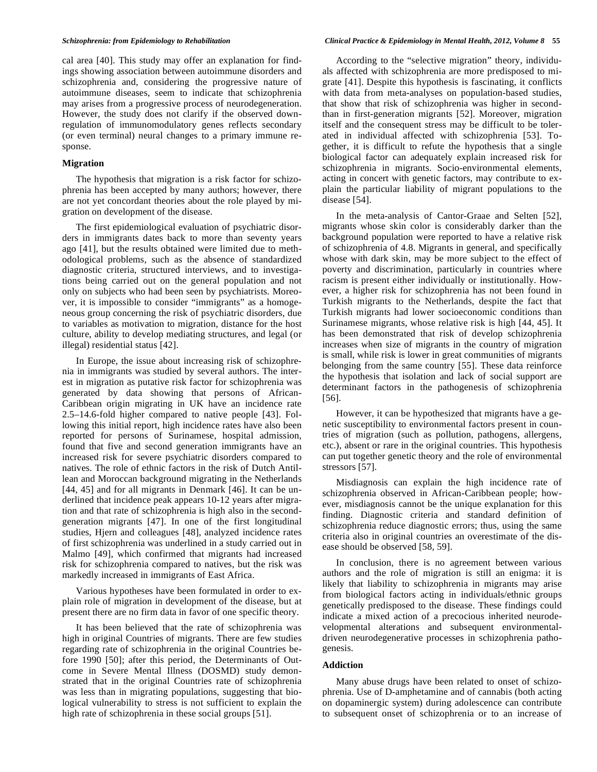cal area [40]. This study may offer an explanation for findings showing association between autoimmune disorders and schizophrenia and, considering the progressive nature of autoimmune diseases, seem to indicate that schizophrenia may arises from a progressive process of neurodegeneration. However, the study does not clarify if the observed downregulation of immunomodulatory genes reflects secondary (or even terminal) neural changes to a primary immune response.

### Migration

The hypothesis that migration is a risk factor for schizophrenia has been accepted by many authors; however, there are not yet concordant theories about the role played by migration on development of the disease.

The first epidemiological evaluation of psychiatric disorders in immigrants dates back to more than seventy years ago [41], but the results obtained were limited due to methodological problems, such as the absence of standardized diagnostic criteria, structured interviews, and to investigations being carried out on the general population and not only on subjects who had been seen by psychiatrists. Moreover, it is impossible to consider "immigrants" as a homogeneous group concerning the risk of psychiatric disorders, due to variables as motivation to migration, distance for the host culture, ability to develop mediating structures, and legal (or illegal) residential status [42].

In Europe, the issue about increasing risk of schizophrenia in immigrants was studied by several authors. The interest in migration as putative risk factor for schizophrenia was generated by data showing that persons of African-Caribbean origin migrating in UK have an incidence rate 2.5–14.6-fold higher compared to native people [43]. Following this initial report, high incidence rates have also been reported for persons of Surinamese, hospital admission, found that five and second generation immigrants have an increased risk for severe psychiatric disorders compared to natives. The role of ethnic factors in the risk of Dutch Antillean and Moroccan background migrating in the Netherlands [44, 45] and for all migrants in Denmark [46]. It can be underlined that incidence peak appears 10-12 years after migration and that rate of schizophrenia is high also in the second-generation migrants [47]. In one of the first longitudinal studies, Hjern and colleagues [48], analyzed incidence rates of first schizophrenia was underlined in a study carried out in Malmo [49], which confirmed that migrants had increased risk for schizophrenia compared to natives, but the risk was markedly increased in immigrants of East Africa.

Various hypotheses have been formulated in order to explain role of migration in development of the disease, but at present there are no firm data in favor of one specific theory.

It has been believed that the rate of schizophrenia was high in original Countries of migrants. There are few studies regarding rate of schizophrenia in the original Countries before 1990 [50]; after this period, the Determinants of Outcome in Severe Mental Illness (DOSMD) study demonstrated that in the original Countries rate of schizophrenia was less than in migrating populations, suggesting that biological vulnerability to stress is not sufficient to explain the high rate of schizophrenia in these social groups [51].

According to the "selective migration" theory, individuals affected with schizophrenia are more predisposed to migrate [41]. Despite this hypothesis is fascinating, it conflicts with data from meta-analyses on population-based studies, that show that risk of schizophrenia was higher in second- than in first-generation migrants [52]. Moreover, migration itself and the consequent stress may be difficult to be tolerated in individual affected with schizophrenia [53]. Together, it is difficult to refute the hypothesis that a single biological factor can adequately explain increased risk for schizophrenia in migrants. Socio-environmental elements, acting in concert with genetic factors, may contribute to explain the particular liability of migrant populations to the disease [54].

In the meta-analysis of Cantor-Graae and Selten [52], migrants whose skin color is considerably darker than the background population were reported to have a relative risk of schizophrenia of 4.8. Migrants in general, and specifically whose with dark skin, may be more subject to the effect of poverty and discrimination, particularly in countries where racism is present either individually or institutionally. However, a higher risk for schizophrenia has not been found in Turkish migrants to the Netherlands, despite the fact that Turkish migrants had lower socioeconomic conditions than Surinamese migrants, whose relative risk is high [44, 45]. It has been demonstrated that risk of develop schizophrenia increases when size of migrants in the country of migration is small, while risk is lower in great communities of migrants belonging from the same country [55]. These data reinforce the hypothesis that isolation and lack of social support are determinant factors in the pathogenesis of schizophrenia [56].

However, it can be hypothesized that migrants have a genetic susceptibility to environmental factors present in countries of migration (such as pollution, pathogens, allergens, etc.), absent or rare in the original countries. This hypothesis can put together genetic theory and the role of environmental stressors [57].

Misdiagnosis can explain the high incidence rate of schizophrenia observed in African-Caribbean people; however, misdiagnosis cannot be the unique explanation for this finding. Diagnostic criteria and standard definition of schizophrenia reduce diagnostic errors; thus, using the same criteria also in original countries an overestimate of the disease should be observed [58, 59].

In conclusion, there is no agreement between various authors and the role of migration is still an enigma: it is likely that liability to schizophrenia in migrants may arise from biological factors acting in individuals/ethnic groups genetically predisposed to the disease. These findings could indicate a mixed action of a precocious inherited neurodevelopmental alterations and subsequent environmental-driven neurodegenerative processes in schizophrenia pathogenesis.

### Addiction

Many abuse drugs have been related to onset of schizophrenia. Use of D-amphetamine and of cannabis (both acting on dopaminergic system) during adolescence can contribute to subsequent onset of schizophrenia or to an increase of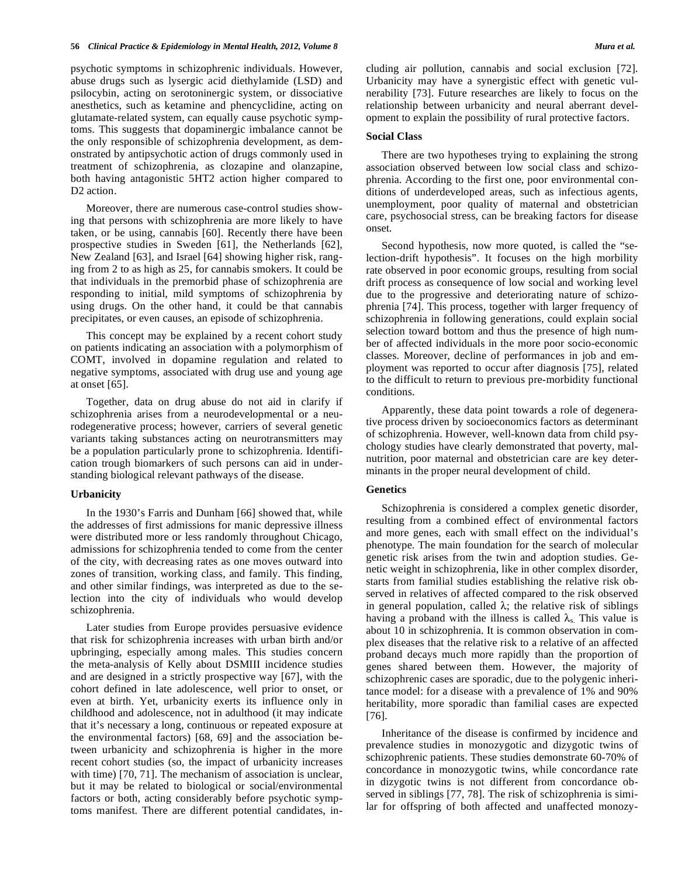psychotic symptoms in schizophrenic individuals. However, abuse drugs such as lysergic acid diethylamide (LSD) and psilocybin, acting on serotoninergic system, or dissociative anesthetics, such as ketamine and phencyclidine, acting on glutamate-related system, can equally cause psychotic symptoms. This suggests that dopaminergic imbalance cannot be the only responsible of schizophrenia development, as demonstrated by antipsychotic action of drugs commonly used in treatment of schizophrenia, as clozapine and olanzapine, both having antagonistic 5HT2 action higher compared to D2 action.

Moreover, there are numerous case-control studies showing that persons with schizophrenia are more likely to have taken, or be using, cannabis [60]. Recently there have been prospective studies in Sweden [61], the Netherlands [62], New Zealand [63], and Israel [64] showing higher risk, ranging from 2 to as high as 25, for cannabis smokers. It could be that individuals in the premorbid phase of schizophrenia are responding to initial, mild symptoms of schizophrenia by using drugs. On the other hand, it could be that cannabis precipitates, or even causes, an episode of schizophrenia.

This concept may be explained by a recent cohort study on patients indicating an association with a polymorphism of COMT, involved in dopamine regulation and related to negative symptoms, associated with drug use and young age at onset [65].

Together, data on drug abuse do not aid in clarify if schizophrenia arises from a neurodevelopmental or a neurodegenerative process; however, carriers of several genetic variants taking substances acting on neurotransmitters may be a population particularly prone to schizophrenia. Identification trough biomarkers of such persons can aid in understanding biological relevant pathways of the disease.

### Urbanicity

In the 1930's Farris and Dunham [66] showed that, while the addresses of first admissions for manic depressive illness were distributed more or less randomly throughout Chicago, admissions for schizophrenia tended to come from the center of the city, with decreasing rates as one moves outward into zones of transition, working class, and family. This finding, and other similar findings, was interpreted as due to the selection into the city of individuals who would develop schizophrenia.

Later studies from Europe provides persuasive evidence that risk for schizophrenia increases with urban birth and/or upbringing, especially among males. This studies concern the meta-analysis of Kelly about DSMIII incidence studies and are designed in a strictly prospective way [67], with the cohort defined in late adolescence, well prior to onset, or even at birth. Yet, urbanicity exerts its influence only in childhood and adolescence, not in adulthood (it may indicate that it's necessary a long, continuous or repeated exposure at the environmental factors) [68, 69] and the association between urbanicity and schizophrenia is higher in the more recent cohort studies (so, the impact of urbanicity increases with time) [70, 71]. The mechanism of association is unclear, but it may be related to biological or social/environmental factors or both, acting considerably before psychotic symptoms manifest. There are different potential candidates, including air pollution, cannabis and social exclusion [72]. Urbanicity may have a synergistic effect with genetic vulnerability [73]. Future researches are likely to focus on the relationship between urbanicity and neural aberrant development to explain the possibility of rural protective factors.

### Social Class

There are two hypotheses trying to explaining the strong association observed between low social class and schizophrenia. According to the first one, poor environmental conditions of underdeveloped areas, such as infectious agents, unemployment, poor quality of maternal and obstetrician care, psychosocial stress, can be breaking factors for disease onset.

Second hypothesis, now more quoted, is called the "selection-drift hypothesis". It focuses on the high morbility rate observed in poor economic groups, resulting from social drift process as consequence of low social and working level due to the progressive and deteriorating nature of schizophrenia [74]. This process, together with larger frequency of schizophrenia in following generations, could explain social selection toward bottom and thus the presence of high number of affected individuals in the more poor socio-economic classes. Moreover, decline of performances in job and employment was reported to occur after diagnosis [75], related to the difficult to return to previous pre-morbidity functional conditions.

Apparently, these data point towards a role of degenerative process driven by socioeconomics factors as determinant of schizophrenia. However, well-known data from child psychology studies have clearly demonstrated that poverty, malnutrition, poor maternal and obstetrician care are key determinants in the proper neural development of child.

### Genetics

Schizophrenia is considered a complex genetic disorder, resulting from a combined effect of environmental factors and more genes, each with small effect on the individual's phenotype. The main foundation for the search of molecular genetic risk arises from the twin and adoption studies. Genetic weight in schizophrenia, like in other complex disorder, starts from familial studies establishing the relative risk observed in relatives of affected compared to the risk observed in general population, called $\lambda$; the relative risk of siblings having a proband with the illness is called $\lambda_s$. This value is about 10 in schizophrenia. It is common observation in complex diseases that the relative risk to a relative of an affected proband decays much more rapidly than the proportion of genes shared between them. However, the majority of schizophrenic cases are sporadic, due to the polygenic inheritance model: for a disease with a prevalence of 1% and 90% heritability, more sporadic than familial cases are expected [76].

Inheritance of the disease is confirmed by incidence and prevalence studies in monozygotic and dizygotic twins of schizophrenic patients. These studies demonstrate 60-70% of concordance in monozygotic twins, while concordance rate in dizygotic twins is not different from concordance observed in siblings [77, 78]. The risk of schizophrenia is similar for offspring of both affected and unaffected monozy-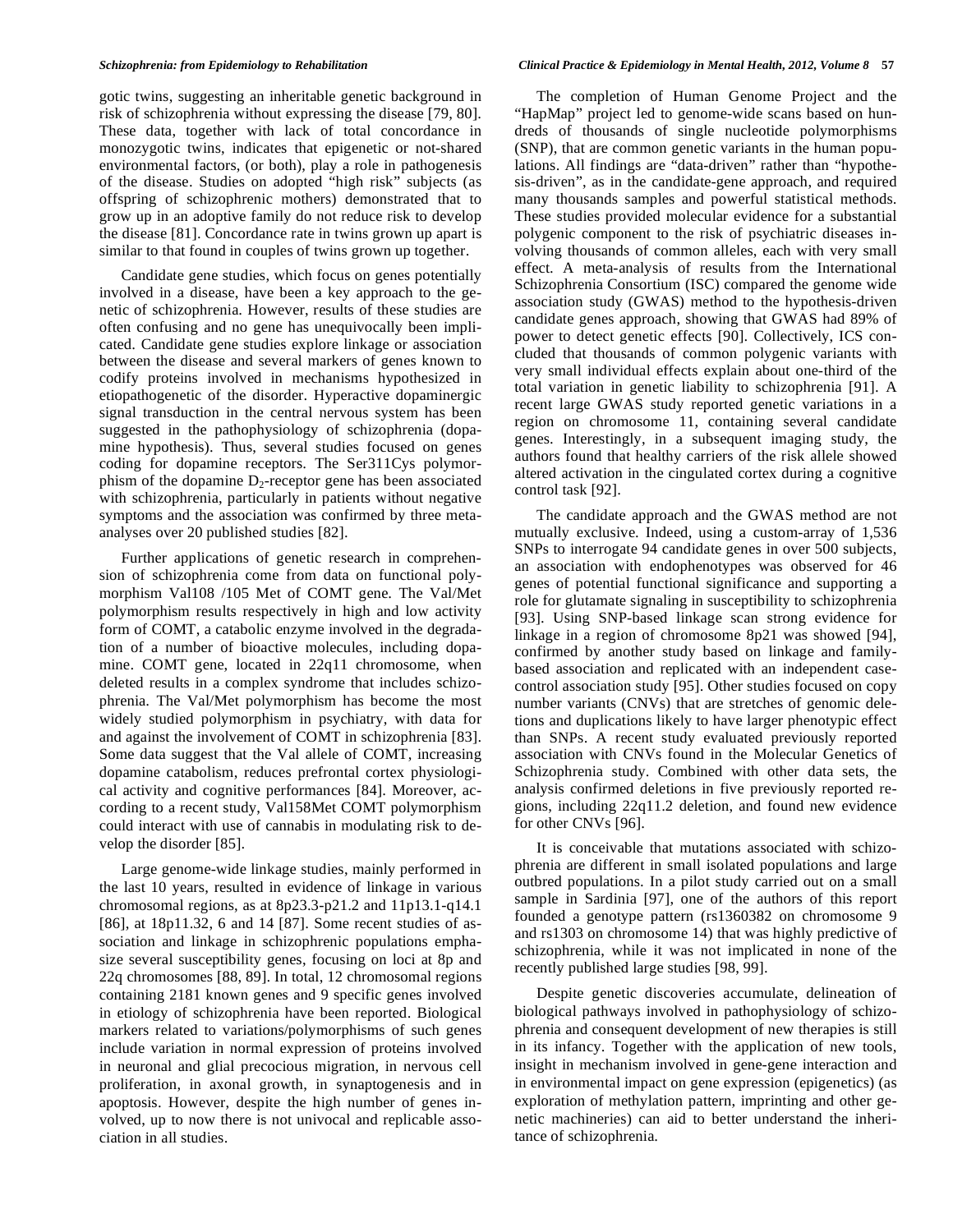gotic twins, suggesting an inheritable genetic background in risk of schizophrenia without expressing the disease [79, 80]. These data, together with lack of total concordance in monozygotic twins, indicates that epigenetic or not-shared environmental factors, (or both), play a role in pathogenesis of the disease. Studies on adopted "high risk" subjects (as offspring of schizophrenic mothers) demonstrated that to grow up in an adoptive family do not reduce risk to develop the disease [81]. Concordance rate in twins grown up apart is similar to that found in couples of twins grown up together.

Candidate gene studies, which focus on genes potentially involved in a disease, have been a key approach to the genetic of schizophrenia. However, results of these studies are often confusing and no gene has unequivocally been implicated. Candidate gene studies explore linkage or association between the disease and several markers of genes known to codify proteins involved in mechanisms hypothesized in etiopathogenetic of the disorder. Hyperactive dopaminergic signal transduction in the central nervous system has been suggested in the pathophysiology of schizophrenia (dopamine hypothesis). Thus, several studies focused on genes coding for dopamine receptors. The Ser311Cys polymorphism of the dopamine $D_2$-receptor gene has been associated with schizophrenia, particularly in patients without negative symptoms and the association was confirmed by three meta-analyses over 20 published studies [82].

Further applications of genetic research in comprehension of schizophrenia come from data on functional polymorphism Val108 /105 Met of COMT gene. The Val/Met polymorphism results respectively in high and low activity form of COMT, a catabolic enzyme involved in the degradation of a number of bioactive molecules, including dopamine. COMT gene, located in 22q11 chromosome, when deleted results in a complex syndrome that includes schizophrenia. The Val/Met polymorphism has become the most widely studied polymorphism in psychiatry, with data for and against the involvement of COMT in schizophrenia [83]. Some data suggest that the Val allele of COMT, increasing dopamine catabolism, reduces prefrontal cortex physiological activity and cognitive performances [84]. Moreover, according to a recent study, Val158Met COMT polymorphism could interact with use of cannabis in modulating risk to develop the disorder [85].

Large genome-wide linkage studies, mainly performed in the last 10 years, resulted in evidence of linkage in various chromosomal regions, as at 8p23.3-p21.2 and 11p13.1-q14.1 [86], at 18p11.32, 6 and 14 [87]. Some recent studies of association and linkage in schizophrenic populations emphasize several susceptibility genes, focusing on loci at 8p and 22q chromosomes [88, 89]. In total, 12 chromosomal regions containing 2181 known genes and 9 specific genes involved in etiology of schizophrenia have been reported. Biological markers related to variations/polymorphisms of such genes include variation in normal expression of proteins involved in neuronal and glial precocious migration, in nervous cell proliferation, in axonal growth, in synaptogenesis and in apoptosis. However, despite the high number of genes involved, up to now there is not univocal and replicable association in all studies.

The completion of Human Genome Project and the "HapMap" project led to genome-wide scans based on hundreds of thousands of single nucleotide polymorphisms (SNP), that are common genetic variants in the human populations. All findings are "data-driven" rather than "hypothesis-driven", as in the candidate-gene approach, and required many thousands samples and powerful statistical methods. These studies provided molecular evidence for a substantial polygenic component to the risk of psychiatric diseases involving thousands of common alleles, each with very small effect. A meta-analysis of results from the International Schizophrenia Consortium (ISC) compared the genome wide association study (GWAS) method to the hypothesis-driven candidate genes approach, showing that GWAS had 89% of power to detect genetic effects [90]. Collectively, ICS concluded that thousands of common polygenic variants with very small individual effects explain about one-third of the total variation in genetic liability to schizophrenia [91]. A recent large GWAS study reported genetic variations in a region on chromosome 11, containing several candidate genes. Interestingly, in a subsequent imaging study, the authors found that healthy carriers of the risk allele showed altered activation in the cingulated cortex during a cognitive control task [92].

The candidate approach and the GWAS method are not mutually exclusive. Indeed, using a custom-array of 1,536 SNPs to interrogate 94 candidate genes in over 500 subjects, an association with endophenotypes was observed for 46 genes of potential functional significance and supporting a role for glutamate signaling in susceptibility to schizophrenia [93]. Using SNP-based linkage scan strong evidence for linkage in a region of chromosome 8p21 was showed [94], confirmed by another study based on linkage and family-based association and replicated with an independent case-control association study [95]. Other studies focused on copy number variants (CNVs) that are stretches of genomic deletions and duplications likely to have larger phenotypic effect than SNPs. A recent study evaluated previously reported association with CNVs found in the Molecular Genetics of Schizophrenia study. Combined with other data sets, the analysis confirmed deletions in five previously reported regions, including 22q11.2 deletion, and found new evidence for other CNVs [96].

It is conceivable that mutations associated with schizophrenia are different in small isolated populations and large outbred populations. In a pilot study carried out on a small sample in Sardinia [97], one of the authors of this report founded a genotype pattern (rs1360382 on chromosome 9 and rs1303 on chromosome 14) that was highly predictive of schizophrenia, while it was not implicated in none of the recently published large studies [98, 99].

Despite genetic discoveries accumulate, delineation of biological pathways involved in pathophysiology of schizophrenia and consequent development of new therapies is still in its infancy. Together with the application of new tools, insight in mechanism involved in gene-gene interaction and in environmental impact on gene expression (epigenetics) (as exploration of methylation pattern, imprinting and other genetic machineries) can aid to better understand the inheritance of schizophrenia.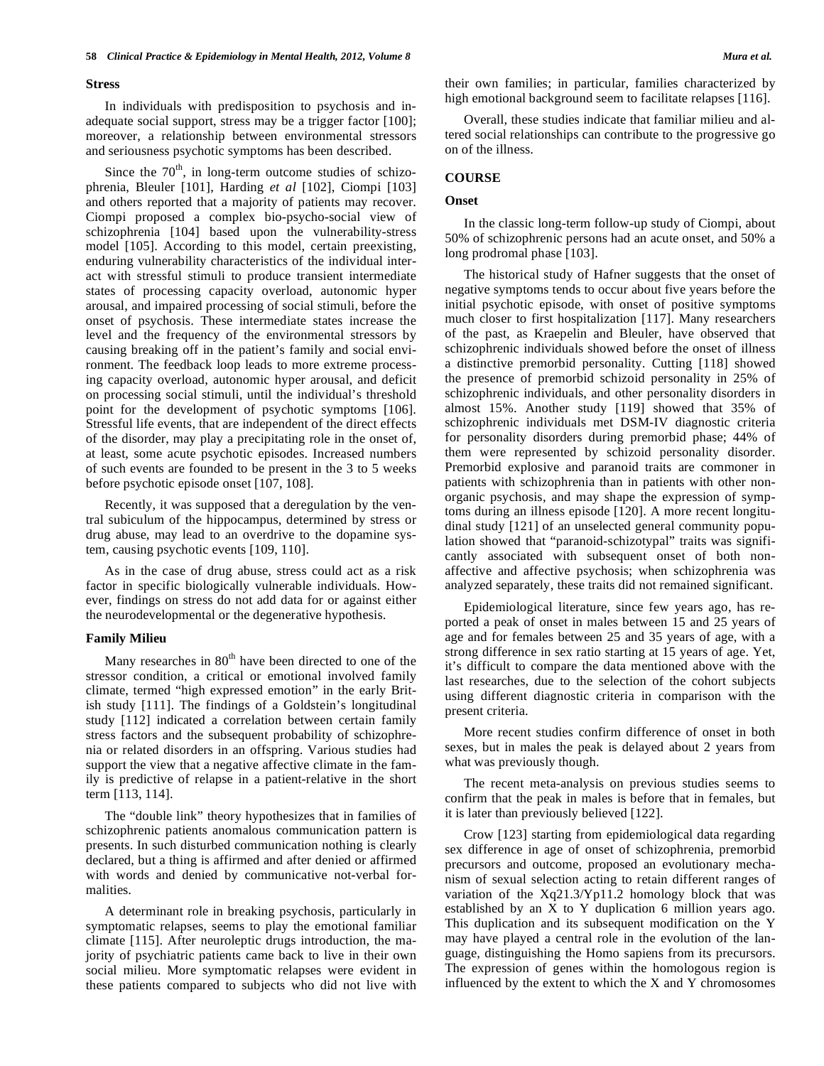### Stress

In individuals with predisposition to psychosis and inadequate social support, stress may be a trigger factor [100]; moreover, a relationship between environmental stressors and seriousness psychotic symptoms has been described.

Since the 70[th], in long-term outcome studies of schizophrenia, Bleuler [101], Harding *et al* [102], Ciompi [103] and others reported that a majority of patients may recover. Ciompi proposed a complex bio-psycho-social view of schizophrenia [104] based upon the vulnerability-stress model [105]. According to this model, certain preexisting, enduring vulnerability characteristics of the individual interact with stressful stimuli to produce transient intermediate states of processing capacity overload, autonomic hyper arousal, and impaired processing of social stimuli, before the onset of psychosis. These intermediate states increase the level and the frequency of the environmental stressors by causing breaking off in the patient's family and social environment. The feedback loop leads to more extreme processing capacity overload, autonomic hyper arousal, and deficit on processing social stimuli, until the individual's threshold point for the development of psychotic symptoms [106]. Stressful life events, that are independent of the direct effects of the disorder, may play a precipitating role in the onset of, at least, some acute psychotic episodes. Increased numbers of such events are founded to be present in the 3 to 5 weeks before psychotic episode onset [107, 108].

Recently, it was supposed that a deregulation by the ventral subiculum of the hippocampus, determined by stress or drug abuse, may lead to an overdrive to the dopamine system, causing psychotic events [109, 110].

As in the case of drug abuse, stress could act as a risk factor in specific biologically vulnerable individuals. However, findings on stress do not add data for or against either the neurodevelopmental or the degenerative hypothesis.

### Family Milieu

Many researches in 80[th] have been directed to one of the stressor condition, a critical or emotional involved family climate, termed "high expressed emotion" in the early British study [111]. The findings of a Goldstein's longitudinal study [112] indicated a correlation between certain family stress factors and the subsequent probability of schizophrenia or related disorders in an offspring. Various studies had support the view that a negative affective climate in the family is predictive of relapse in a patient-relative in the short term [113, 114].

The "double link" theory hypothesizes that in families of schizophrenic patients anomalous communication pattern is presents. In such disturbed communication nothing is clearly declared, but a thing is affirmed and after denied or affirmed with words and denied by communicative not-verbal formalities.

A determinant role in breaking psychosis, particularly in symptomatic relapses, seems to play the emotional familiar climate [115]. After neuroleptic drugs introduction, the majority of psychiatric patients came back to live in their own social milieu. More symptomatic relapses were evident in these patients compared to subjects who did not live with their own families; in particular, families characterized by high emotional background seem to facilitate relapses [116].

Overall, these studies indicate that familiar milieu and altered social relationships can contribute to the progressive go on of the illness.

## COURSE

### Onset

In the classic long-term follow-up study of Ciompi, about 50% of schizophrenic persons had an acute onset, and 50% a long prodromal phase [103].

The historical study of Hafner suggests that the onset of negative symptoms tends to occur about five years before the initial psychotic episode, with onset of positive symptoms much closer to first hospitalization [117]. Many researchers of the past, as Kraepelin and Bleuler, have observed that schizophrenic individuals showed before the onset of illness a distinctive premorbid personality. Cutting [118] showed the presence of premorbid schizoid personality in 25% of schizophrenic individuals, and other personality disorders in almost 15%. Another study [119] showed that 35% of schizophrenic individuals met DSM-IV diagnostic criteria for personality disorders during premorbid phase; 44% of them were represented by schizoid personality disorder. Premorbid explosive and paranoid traits are commoner in patients with schizophrenia than in patients with other non-organic psychosis, and may shape the expression of symptoms during an illness episode [120]. A more recent longitudinal study [121] of an unselected general community population showed that "paranoid-schizotypal" traits was significantly associated with subsequent onset of both non-affective and affective psychosis; when schizophrenia was analyzed separately, these traits did not remained significant.

Epidemiological literature, since few years ago, has reported a peak of onset in males between 15 and 25 years of age and for females between 25 and 35 years of age, with a strong difference in sex ratio starting at 15 years of age. Yet, it's difficult to compare the data mentioned above with the last researches, due to the selection of the cohort subjects using different diagnostic criteria in comparison with the present criteria.

More recent studies confirm difference of onset in both sexes, but in males the peak is delayed about 2 years from what was previously though.

The recent meta-analysis on previous studies seems to confirm that the peak in males is before that in females, but it is later than previously believed [122].

Crow [123] starting from epidemiological data regarding sex difference in age of onset of schizophrenia, premorbid precursors and outcome, proposed an evolutionary mechanism of sexual selection acting to retain different ranges of variation of the Xq21.3/Yp11.2 homology block that was established by an X to Y duplication 6 million years ago. This duplication and its subsequent modification on the Y may have played a central role in the evolution of the language, distinguishing the Homo sapiens from its precursors. The expression of genes within the homologous region is influenced by the extent to which the X and Y chromosomes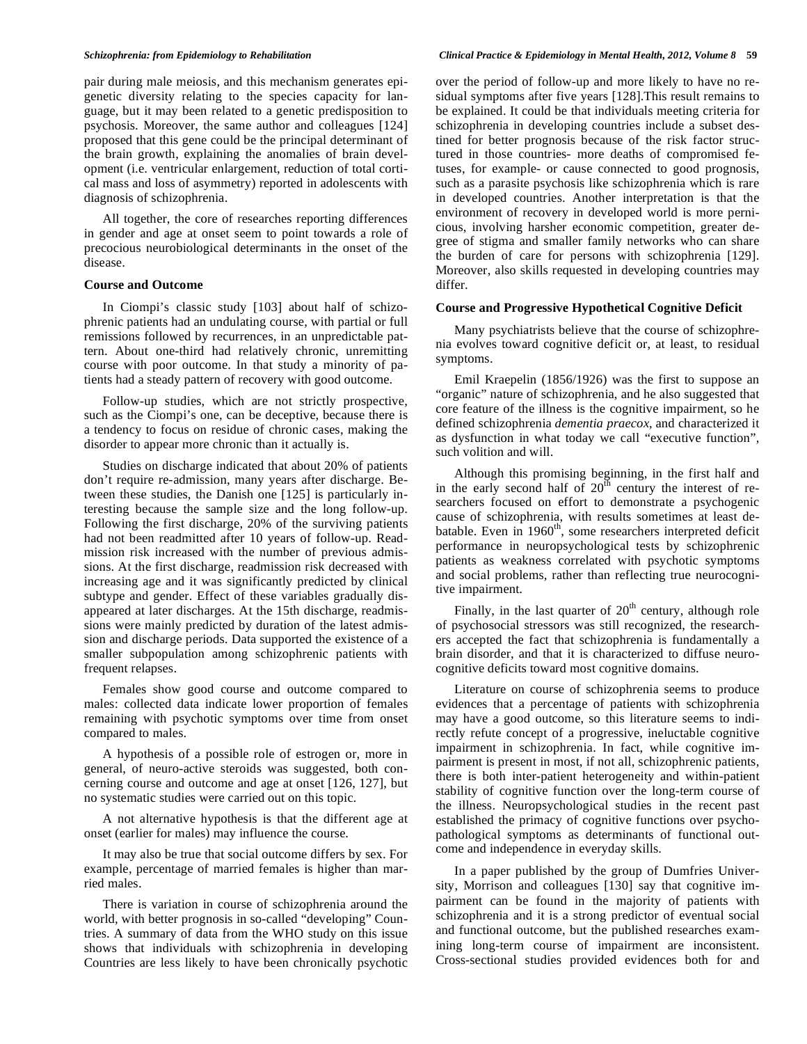pair during male meiosis, and this mechanism generates epigenetic diversity relating to the species capacity for language, but it may been related to a genetic predisposition to psychosis. Moreover, the same author and colleagues [124] proposed that this gene could be the principal determinant of the brain growth, explaining the anomalies of brain development (i.e. ventricular enlargement, reduction of total cortical mass and loss of asymmetry) reported in adolescents with diagnosis of schizophrenia.

All together, the core of researches reporting differences in gender and age at onset seem to point towards a role of precocious neurobiological determinants in the onset of the disease.

## Course and Outcome

In Ciompi's classic study [103] about half of schizophrenic patients had an undulating course, with partial or full remissions followed by recurrences, in an unpredictable pattern. About one-third had relatively chronic, unremitting course with poor outcome. In that study a minority of patients had a steady pattern of recovery with good outcome.

Follow-up studies, which are not strictly prospective, such as the Ciompi's one, can be deceptive, because there is a tendency to focus on residue of chronic cases, making the disorder to appear more chronic than it actually is.

Studies on discharge indicated that about 20% of patients don't require re-admission, many years after discharge. Between these studies, the Danish one [125] is particularly interesting because the sample size and the long follow-up. Following the first discharge, 20% of the surviving patients had not been readmitted after 10 years of follow-up. Readmission risk increased with the number of previous admissions. At the first discharge, readmission risk decreased with increasing age and it was significantly predicted by clinical subtype and gender. Effect of these variables gradually disappeared at later discharges. At the 15th discharge, readmissions were mainly predicted by duration of the latest admission and discharge periods. Data supported the existence of a smaller subpopulation among schizophrenic patients with frequent relapses.

Females show good course and outcome compared to males: collected data indicate lower proportion of females remaining with psychotic symptoms over time from onset compared to males.

A hypothesis of a possible role of estrogen or, more in general, of neuro-active steroids was suggested, both concerning course and outcome and age at onset [126, 127], but no systematic studies were carried out on this topic.

A not alternative hypothesis is that the different age at onset (earlier for males) may influence the course.

It may also be true that social outcome differs by sex. For example, percentage of married females is higher than married males.

There is variation in course of schizophrenia around the world, with better prognosis in so-called "developing" Countries. A summary of data from the WHO study on this issue shows that individuals with schizophrenia in developing Countries are less likely to have been chronically psychotic over the period of follow-up and more likely to have no residual symptoms after five years [128].This result remains to be explained. It could be that individuals meeting criteria for schizophrenia in developing countries include a subset destined for better prognosis because of the risk factor structured in those countries- more deaths of compromised fetuses, for example- or cause connected to good prognosis, such as a parasite psychosis like schizophrenia which is rare in developed countries. Another interpretation is that the environment of recovery in developed world is more pernicious, involving harsher economic competition, greater degree of stigma and smaller family networks who can share the burden of care for persons with schizophrenia [129]. Moreover, also skills requested in developing countries may differ.

## Course and Progressive Hypothetical Cognitive Deficit

Many psychiatrists believe that the course of schizophrenia evolves toward cognitive deficit or, at least, to residual symptoms.

Emil Kraepelin (1856/1926) was the first to suppose an "organic" nature of schizophrenia, and he also suggested that core feature of the illness is the cognitive impairment, so he defined schizophrenia *dementia praecox*, and characterized it as dysfunction in what today we call "executive function", such volition and will.

Although this promising beginning, in the first half and in the early second half of 20th century the interest of researchers focused on effort to demonstrate a psychogenic cause of schizophrenia, with results sometimes at least debatable. Even in 1960th, some researchers interpreted deficit performance in neuropsychological tests by schizophrenic patients as weakness correlated with psychotic symptoms and social problems, rather than reflecting true neurocognitive impairment.

Finally, in the last quarter of 20th century, although role of psychosocial stressors was still recognized, the researchers accepted the fact that schizophrenia is fundamentally a brain disorder, and that it is characterized to diffuse neurocognitive deficits toward most cognitive domains.

Literature on course of schizophrenia seems to produce evidences that a percentage of patients with schizophrenia may have a good outcome, so this literature seems to indirectly refute concept of a progressive, ineluctable cognitive impairment in schizophrenia. In fact, while cognitive impairment is present in most, if not all, schizophrenic patients, there is both inter-patient heterogeneity and within-patient stability of cognitive function over the long-term course of the illness. Neuropsychological studies in the recent past established the primacy of cognitive functions over psychopathological symptoms as determinants of functional outcome and independence in everyday skills.

In a paper published by the group of Dumfries University, Morrison and colleagues [130] say that cognitive impairment can be found in the majority of patients with schizophrenia and it is a strong predictor of eventual social and functional outcome, but the published researches examining long-term course of impairment are inconsistent. Cross-sectional studies provided evidences both for and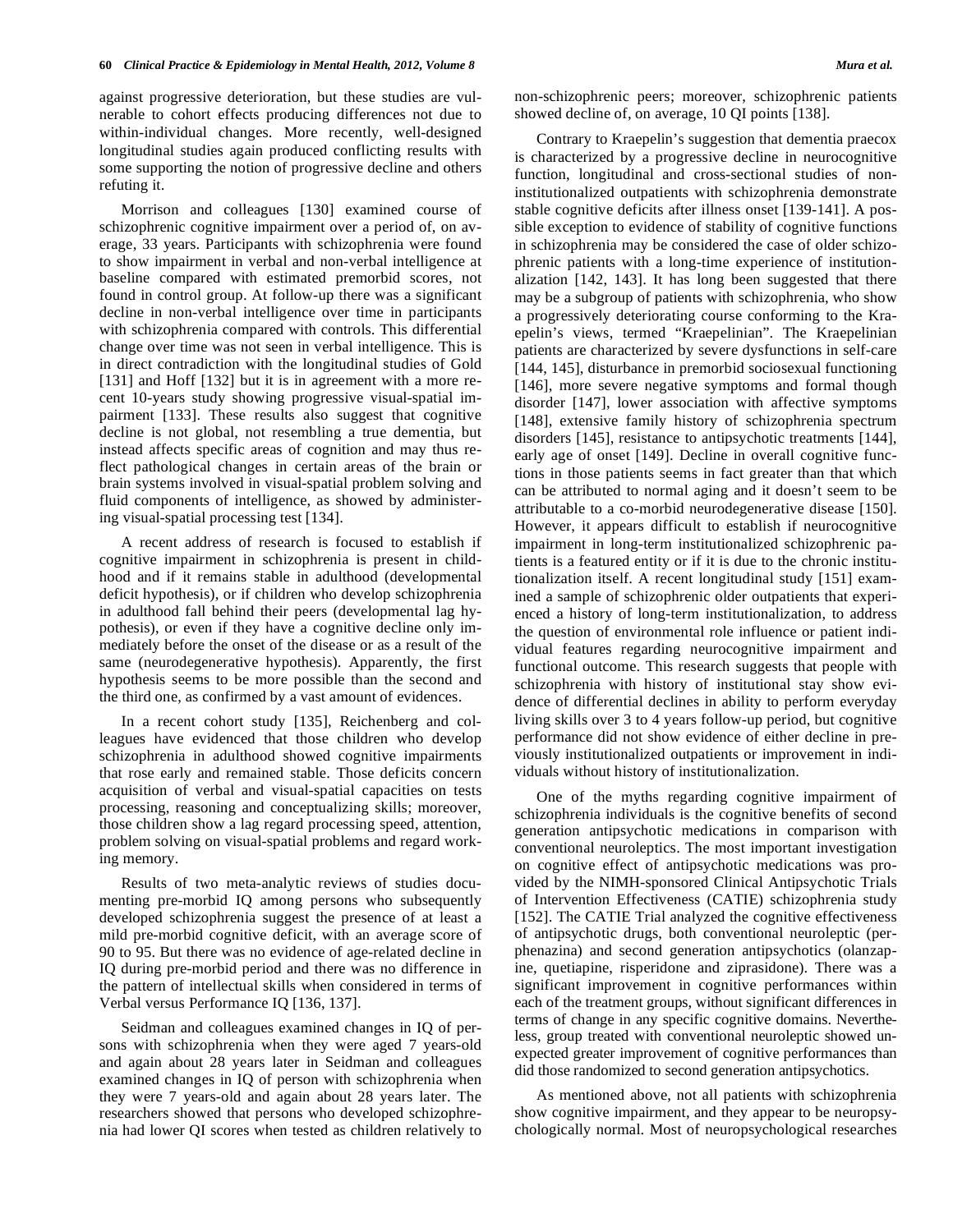against progressive deterioration, but these studies are vulnerable to cohort effects producing differences not due to within-individual changes. More recently, well-designed longitudinal studies again produced conflicting results with some supporting the notion of progressive decline and others refuting it.

Morrison and colleagues [130] examined course of schizophrenic cognitive impairment over a period of, on average, 33 years. Participants with schizophrenia were found to show impairment in verbal and non-verbal intelligence at baseline compared with estimated premorbid scores, not found in control group. At follow-up there was a significant decline in non-verbal intelligence over time in participants with schizophrenia compared with controls. This differential change over time was not seen in verbal intelligence. This is in direct contradiction with the longitudinal studies of Gold [131] and Hoff [132] but it is in agreement with a more recent 10-years study showing progressive visual-spatial impairment [133]. These results also suggest that cognitive decline is not global, not resembling a true dementia, but instead affects specific areas of cognition and may thus reflect pathological changes in certain areas of the brain or brain systems involved in visual-spatial problem solving and fluid components of intelligence, as showed by administering visual-spatial processing test [134].

A recent address of research is focused to establish if cognitive impairment in schizophrenia is present in childhood and if it remains stable in adulthood (developmental deficit hypothesis), or if children who develop schizophrenia in adulthood fall behind their peers (developmental lag hypothesis), or even if they have a cognitive decline only immediately before the onset of the disease or as a result of the same (neurodegenerative hypothesis). Apparently, the first hypothesis seems to be more possible than the second and the third one, as confirmed by a vast amount of evidences.

In a recent cohort study [135], Reichenberg and colleagues have evidenced that those children who develop schizophrenia in adulthood showed cognitive impairments that rose early and remained stable. Those deficits concern acquisition of verbal and visual-spatial capacities on tests processing, reasoning and conceptualizing skills; moreover, those children show a lag regard processing speed, attention, problem solving on visual-spatial problems and regard working memory.

Results of two meta-analytic reviews of studies documenting pre-morbid IQ among persons who subsequently developed schizophrenia suggest the presence of at least a mild pre-morbid cognitive deficit, with an average score of 90 to 95. But there was no evidence of age-related decline in IQ during pre-morbid period and there was no difference in the pattern of intellectual skills when considered in terms of Verbal versus Performance IQ [136, 137].

Seidman and colleagues examined changes in IQ of persons with schizophrenia when they were aged 7 years-old and again about 28 years later in Seidman and colleagues examined changes in IQ of person with schizophrenia when they were 7 years-old and again about 28 years later. The researchers showed that persons who developed schizophrenia had lower QI scores when tested as children relatively to non-schizophrenic peers; moreover, schizophrenic patients showed decline of, on average, 10 QI points [138].

Contrary to Kraepelin's suggestion that dementia praecox is characterized by a progressive decline in neurocognitive function, longitudinal and cross-sectional studies of non-institutionalized outpatients with schizophrenia demonstrate stable cognitive deficits after illness onset [139-141]. A possible exception to evidence of stability of cognitive functions in schizophrenia may be considered the case of older schizophrenic patients with a long-time experience of institutionalization [142, 143]. It has long been suggested that there may be a subgroup of patients with schizophrenia, who show a progressively deteriorating course conforming to the Kraepelin's views, termed "Kraepelinian". The Kraepelinian patients are characterized by severe dysfunctions in self-care [144, 145], disturbance in premorbid sociosexual functioning [146], more severe negative symptoms and formal though disorder [147], lower association with affective symptoms [148], extensive family history of schizophrenia spectrum disorders [145], resistance to antipsychotic treatments [144], early age of onset [149]. Decline in overall cognitive functions in those patients seems in fact greater than that which can be attributed to normal aging and it doesn't seem to be attributable to a co-morbid neurodegenerative disease [150]. However, it appears difficult to establish if neurocognitive impairment in long-term institutionalized schizophrenic patients is a featured entity or if it is due to the chronic institutionalization itself. A recent longitudinal study [151] examined a sample of schizophrenic older outpatients that experienced a history of long-term institutionalization, to address the question of environmental role influence or patient individual features regarding neurocognitive impairment and functional outcome. This research suggests that people with schizophrenia with history of institutional stay show evidence of differential declines in ability to perform everyday living skills over 3 to 4 years follow-up period, but cognitive performance did not show evidence of either decline in previously institutionalized outpatients or improvement in individuals without history of institutionalization.

One of the myths regarding cognitive impairment of schizophrenia individuals is the cognitive benefits of second generation antipsychotic medications in comparison with conventional neuroleptics. The most important investigation on cognitive effect of antipsychotic medications was provided by the NIMH-sponsored Clinical Antipsychotic Trials of Intervention Effectiveness (CATIE) schizophrenia study [152]. The CATIE Trial analyzed the cognitive effectiveness of antipsychotic drugs, both conventional neuroleptic (perphenazina) and second generation antipsychotics (olanzapine, quetiapine, risperidone and ziprasidone). There was a significant improvement in cognitive performances within each of the treatment groups, without significant differences in terms of change in any specific cognitive domains. Nevertheless, group treated with conventional neuroleptic showed unexpected greater improvement of cognitive performances than did those randomized to second generation antipsychotics.

As mentioned above, not all patients with schizophrenia show cognitive impairment, and they appear to be neuropsychologically normal. Most of neuropsychological researches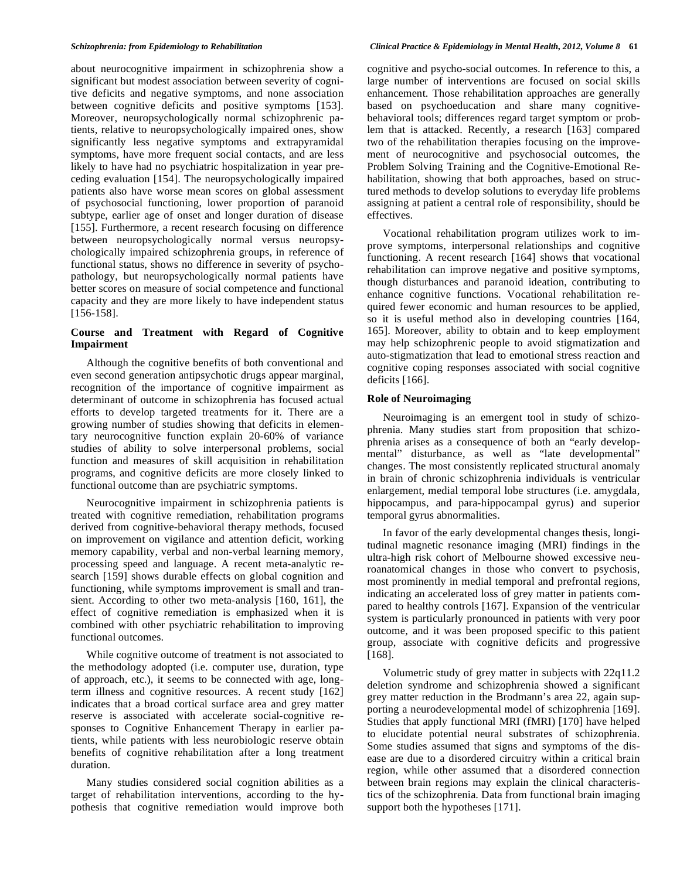about neurocognitive impairment in schizophrenia show a significant but modest association between severity of cognitive deficits and negative symptoms, and none association between cognitive deficits and positive symptoms [153]. Moreover, neuropsychologically normal schizophrenic patients, relative to neuropsychologically impaired ones, show significantly less negative symptoms and extrapyramidal symptoms, have more frequent social contacts, and are less likely to have had no psychiatric hospitalization in year preceding evaluation [154]. The neuropsychologically impaired patients also have worse mean scores on global assessment of psychosocial functioning, lower proportion of paranoid subtype, earlier age of onset and longer duration of disease [155]. Furthermore, a recent research focusing on difference between neuropsychologically normal versus neuropsychologically impaired schizophrenia groups, in reference of functional status, shows no difference in severity of psychopathology, but neuropsychologically normal patients have better scores on measure of social competence and functional capacity and they are more likely to have independent status [156-158].

## Course and Treatment with Regard of Cognitive Impairment

Although the cognitive benefits of both conventional and even second generation antipsychotic drugs appear marginal, recognition of the importance of cognitive impairment as determinant of outcome in schizophrenia has focused actual efforts to develop targeted treatments for it. There are a growing number of studies showing that deficits in elementary neurocognitive function explain 20-60% of variance studies of ability to solve interpersonal problems, social function and measures of skill acquisition in rehabilitation programs, and cognitive deficits are more closely linked to functional outcome than are psychiatric symptoms.

Neurocognitive impairment in schizophrenia patients is treated with cognitive remediation, rehabilitation programs derived from cognitive-behavioral therapy methods, focused on improvement on vigilance and attention deficit, working memory capability, verbal and non-verbal learning memory, processing speed and language. A recent meta-analytic research [159] shows durable effects on global cognition and functioning, while symptoms improvement is small and transient. According to other two meta-analysis [160, 161], the effect of cognitive remediation is emphasized when it is combined with other psychiatric rehabilitation to improving functional outcomes.

While cognitive outcome of treatment is not associated to the methodology adopted (i.e. computer use, duration, type of approach, etc.), it seems to be connected with age, long-term illness and cognitive resources. A recent study [162] indicates that a broad cortical surface area and grey matter reserve is associated with accelerate social-cognitive responses to Cognitive Enhancement Therapy in earlier patients, while patients with less neurobiologic reserve obtain benefits of cognitive rehabilitation after a long treatment duration.

Many studies considered social cognition abilities as a target of rehabilitation interventions, according to the hypothesis that cognitive remediation would improve both cognitive and psycho-social outcomes. In reference to this, a large number of interventions are focused on social skills enhancement. Those rehabilitation approaches are generally based on psychoeducation and share many cognitive-behavioral tools; differences regard target symptom or problem that is attacked. Recently, a research [163] compared two of the rehabilitation therapies focusing on the improvement of neurocognitive and psychosocial outcomes, the Problem Solving Training and the Cognitive-Emotional Rehabilitation, showing that both approaches, based on structured methods to develop solutions to everyday life problems assigning at patient a central role of responsibility, should be effectives.

Vocational rehabilitation program utilizes work to improve symptoms, interpersonal relationships and cognitive functioning. A recent research [164] shows that vocational rehabilitation can improve negative and positive symptoms, though disturbances and paranoid ideation, contributing to enhance cognitive functions. Vocational rehabilitation required fewer economic and human resources to be applied, so it is useful method also in developing countries [164, 165]. Moreover, ability to obtain and to keep employment may help schizophrenic people to avoid stigmatization and auto-stigmatization that lead to emotional stress reaction and cognitive coping responses associated with social cognitive deficits [166].

## Role of Neuroimaging

Neuroimaging is an emergent tool in study of schizophrenia. Many studies start from proposition that schizophrenia arises as a consequence of both an "early developmental" disturbance, as well as "late developmental" changes. The most consistently replicated structural anomaly in brain of chronic schizophrenia individuals is ventricular enlargement, medial temporal lobe structures (i.e. amygdala, hippocampus, and para-hippocampal gyrus) and superior temporal gyrus abnormalities.

In favor of the early developmental changes thesis, longitudinal magnetic resonance imaging (MRI) findings in the ultra-high risk cohort of Melbourne showed excessive neuroanatomical changes in those who convert to psychosis, most prominently in medial temporal and prefrontal regions, indicating an accelerated loss of grey matter in patients compared to healthy controls [167]. Expansion of the ventricular system is particularly pronounced in patients with very poor outcome, and it was been proposed specific to this patient group, associate with cognitive deficits and progressive [168].

Volumetric study of grey matter in subjects with 22q11.2 deletion syndrome and schizophrenia showed a significant grey matter reduction in the Brodmann's area 22, again supporting a neurodevelopmental model of schizophrenia [169]. Studies that apply functional MRI (fMRI) [170] have helped to elucidate potential neural substrates of schizophrenia. Some studies assumed that signs and symptoms of the disease are due to a disordered circuitry within a critical brain region, while other assumed that a disordered connection between brain regions may explain the clinical characteristics of the schizophrenia. Data from functional brain imaging support both the hypotheses [171].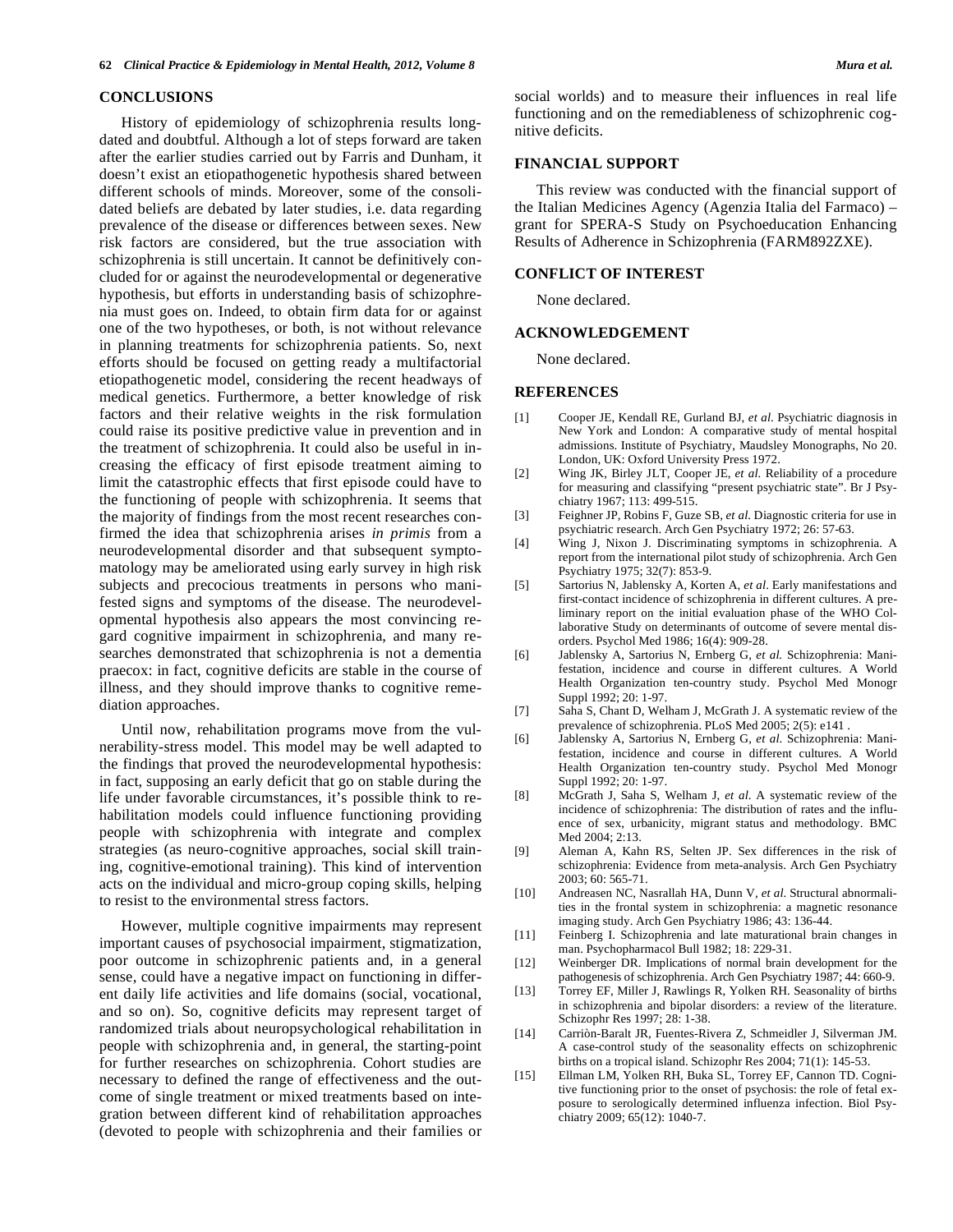## CONCLUSIONS

History of epidemiology of schizophrenia results long-dated and doubtful. Although a lot of steps forward are taken after the earlier studies carried out by Farris and Dunham, it doesn't exist an etiopathogenetic hypothesis shared between different schools of minds. Moreover, some of the consolidated beliefs are debated by later studies, i.e. data regarding prevalence of the disease or differences between sexes. New risk factors are considered, but the true association with schizophrenia is still uncertain. It cannot be definitively concluded for or against the neurodevelopmental or degenerative hypothesis, but efforts in understanding basis of schizophrenia must goes on. Indeed, to obtain firm data for or against one of the two hypotheses, or both, is not without relevance in planning treatments for schizophrenia patients. So, next efforts should be focused on getting ready a multifactorial etiopathogenetic model, considering the recent headways of medical genetics. Furthermore, a better knowledge of risk factors and their relative weights in the risk formulation could raise its positive predictive value in prevention and in the treatment of schizophrenia. It could also be useful in increasing the efficacy of first episode treatment aiming to limit the catastrophic effects that first episode could have to the functioning of people with schizophrenia. It seems that the majority of findings from the most recent researches confirmed the idea that schizophrenia arises *in primis* from a neurodevelopmental disorder and that subsequent symptomatology may be ameliorated using early survey in high risk subjects and precocious treatments in persons who manifested signs and symptoms of the disease. The neurodevelopmental hypothesis also appears the most convincing regard cognitive impairment in schizophrenia, and many researches demonstrated that schizophrenia is not a dementia praecox: in fact, cognitive deficits are stable in the course of illness, and they should improve thanks to cognitive remediation approaches.

Until now, rehabilitation programs move from the vulnerability-stress model. This model may be well adapted to the findings that proved the neurodevelopmental hypothesis: in fact, supposing an early deficit that go on stable during the life under favorable circumstances, it's possible think to rehabilitation models could influence functioning providing people with schizophrenia with integrate and complex strategies (as neuro-cognitive approaches, social skill training, cognitive-emotional training). This kind of intervention acts on the individual and micro-group coping skills, helping to resist to the environmental stress factors.

However, multiple cognitive impairments may represent important causes of psychosocial impairment, stigmatization, poor outcome in schizophrenic patients and, in a general sense, could have a negative impact on functioning in different daily life activities and life domains (social, vocational, and so on). So, cognitive deficits may represent target of randomized trials about neuropsychological rehabilitation in people with schizophrenia and, in general, the starting-point for further researches on schizophrenia. Cohort studies are necessary to defined the range of effectiveness and the outcome of single treatment or mixed treatments based on integration between different kind of rehabilitation approaches (devoted to people with schizophrenia and their families or social worlds) and to measure their influences in real life functioning and on the remediableness of schizophrenic cognitive deficits.

## FINANCIAL SUPPORT

This review was conducted with the financial support of the Italian Medicines Agency (Agenzia Italia del Farmaco) – grant for SPERA-S Study on Psychoeducation Enhancing Results of Adherence in Schizophrenia (FARM892ZXE).

## CONFLICT OF INTEREST

None declared.

## ACKNOWLEDGEMENT

None declared.

## REFERENCES

[1] Cooper JE, Kendall RE, Gurland BJ, *et al.* Psychiatric diagnosis in New York and London: A comparative study of mental hospital admissions. Institute of Psychiatry, Maudsley Monographs, No 20. London, UK: Oxford University Press 1972.

[2] Wing JK, Birley JLT, Cooper JE, *et al.* Reliability of a procedure for measuring and classifying "present psychiatric state". Br J Psychiatry 1967; 113: 499-515.

[3] Feighner JP, Robins F, Guze SB, *et al.* Diagnostic criteria for use in psychiatric research. Arch Gen Psychiatry 1972; 26: 57-63.

[4] Wing J, Nixon J. Discriminating symptoms in schizophrenia. A report from the international pilot study of schizophrenia. Arch Gen Psychiatry 1975; 32(7): 853-9.

[5] Sartorius N, Jablensky A, Korten A, *et al*. Early manifestations and first-contact incidence of schizophrenia in different cultures. A preliminary report on the initial evaluation phase of the WHO Collaborative Study on determinants of outcome of severe mental disorders. Psychol Med 1986; 16(4): 909-28.

[6] Jablensky A, Sartorius N, Ernberg G, *et al.* Schizophrenia: Manifestation, incidence and course in different cultures. A World Health Organization ten-country study. Psychol Med Monogr Suppl 1992; 20: 1-97.

[7] Saha S, Chant D, Welham J, McGrath J. A systematic review of the prevalence of schizophrenia. PLoS Med 2005; 2(5): e141 .

[6] Jablensky A, Sartorius N, Ernberg G, *et al.* Schizophrenia: Manifestation, incidence and course in different cultures. A World Health Organization ten-country study. Psychol Med Monogr Suppl 1992; 20: 1-97.

[8] McGrath J, Saha S, Welham J, *et al.* A systematic review of the incidence of schizophrenia: The distribution of rates and the influence of sex, urbanicity, migrant status and methodology. BMC Med 2004; 2:13.

[9] Aleman A, Kahn RS, Selten JP. Sex differences in the risk of schizophrenia: Evidence from meta-analysis. Arch Gen Psychiatry 2003; 60: 565-71.

[10] Andreasen NC, Nasrallah HA, Dunn V, *et al.* Structural abnormalities in the frontal system in schizophrenia: a magnetic resonance imaging study. Arch Gen Psychiatry 1986; 43: 136-44.

[11] Feinberg I. Schizophrenia and late maturational brain changes in man. Psychopharmacol Bull 1982; 18: 229-31.

[12] Weinberger DR. Implications of normal brain development for the pathogenesis of schizophrenia. Arch Gen Psychiatry 1987; 44: 660-9.

[13] Torrey EF, Miller J, Rawlings R, Yolken RH. Seasonality of births in schizophrenia and bipolar disorders: a review of the literature. Schizophr Res 1997; 28: 1-38.

[14] Carriòn-Baralt JR, Fuentes-Rivera Z, Schmeidler J, Silverman JM. A case-control study of the seasonality effects on schizophrenic births on a tropical island. Schizophr Res 2004; 71(1): 145-53.

[15] Ellman LM, Yolken RH, Buka SL, Torrey EF, Cannon TD. Cognitive functioning prior to the onset of psychosis: the role of fetal exposure to serologically determined influenza infection. Biol Psychiatry 2009; 65(12): 1040-7.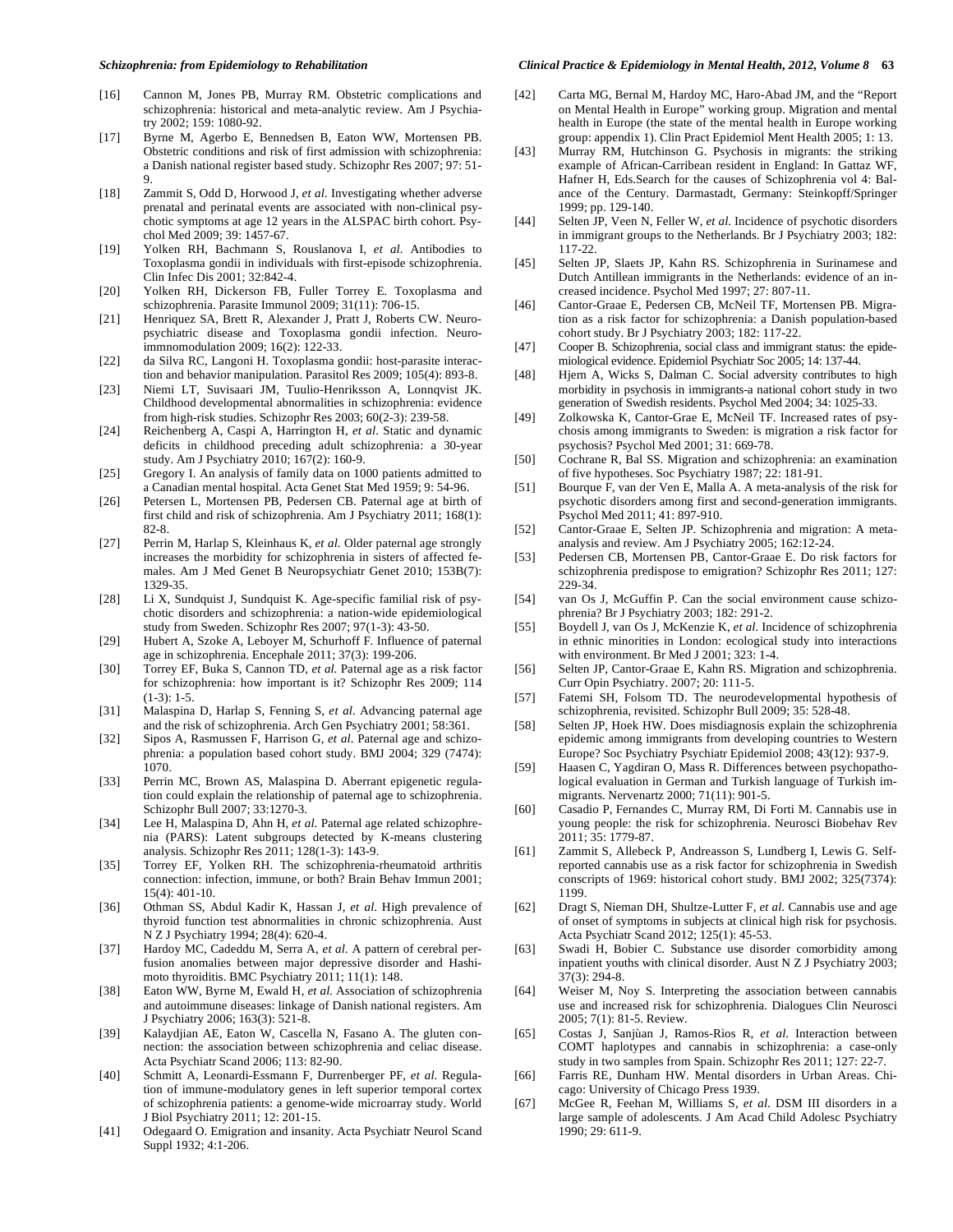[16] Cannon M, Jones PB, Murray RM. Obstetric complications and schizophrenia: historical and meta-analytic review. Am J Psychiatry 2002; 159: 1080-92.

[17] Byrne M, Agerbo E, Bennedsen B, Eaton WW, Mortensen PB. Obstetric conditions and risk of first admission with schizophrenia: a Danish national register based study. Schizophr Res 2007; 97: 51-9.

[18] Zammit S, Odd D, Horwood J, *et al.* Investigating whether adverse prenatal and perinatal events are associated with non-clinical psychotic symptoms at age 12 years in the ALSPAC birth cohort. Psychol Med 2009; 39: 1457-67.

[19] Yolken RH, Bachmann S, Rouslanova I, *et al*. Antibodies to Toxoplasma gondii in individuals with first-episode schizophrenia. Clin Infec Dis 2001; 32:842-4.

[20] Yolken RH, Dickerson FB, Fuller Torrey E. Toxoplasma and schizophrenia. Parasite Immunol 2009; 31(11): 706-15.

[21] Henriquez SA, Brett R, Alexander J, Pratt J, Roberts CW. Neuropsychiatric disease and Toxoplasma gondii infection. Neuroimmnomodulation 2009; 16(2): 122-33.

[22] da Silva RC, Langoni H. Toxoplasma gondii: host-parasite interaction and behavior manipulation. Parasitol Res 2009; 105(4): 893-8.

[23] Niemi LT, Suvisaari JM, Tuulio-Henriksson A, Lonnqvist JK. Childhood developmental abnormalities in schizophrenia: evidence from high-risk studies. Schizophr Res 2003; 60(2-3): 239-58.

[24] Reichenberg A, Caspi A, Harrington H, *et al*. Static and dynamic deficits in childhood preceding adult schizophrenia: a 30-year study. Am J Psychiatry 2010; 167(2): 160-9.

[25] Gregory I. An analysis of family data on 1000 patients admitted to a Canadian mental hospital. Acta Genet Stat Med 1959; 9: 54-96.

[26] Petersen L, Mortensen PB, Pedersen CB. Paternal age at birth of first child and risk of schizophrenia. Am J Psychiatry 2011; 168(1): 82-8.

[27] Perrin M, Harlap S, Kleinhaus K, *et al.* Older paternal age strongly increases the morbidity for schizophrenia in sisters of affected females. Am J Med Genet B Neuropsychiatr Genet 2010; 153B(7): 1329-35.

[28] Li X, Sundquist J, Sundquist K. Age-specific familial risk of psychotic disorders and schizophrenia: a nation-wide epidemiological study from Sweden. Schizophr Res 2007; 97(1-3): 43-50.

[29] Hubert A, Szoke A, Leboyer M, Schurhoff F. Influence of paternal age in schizophrenia. Encephale 2011; 37(3): 199-206.

[30] Torrey EF, Buka S, Cannon TD, *et al.* Paternal age as a risk factor for schizophrenia: how important is it? Schizophr Res 2009; 114 (1-3): 1-5.

[31] Malaspina D, Harlap S, Fenning S, *et al*. Advancing paternal age and the risk of schizophrenia. Arch Gen Psychiatry 2001; 58:361.

[32] Sipos A, Rasmussen F, Harrison G, *et al*. Paternal age and schizophrenia: a population based cohort study. BMJ 2004; 329 (7474): 1070.

[33] Perrin MC, Brown AS, Malaspina D. Aberrant epigenetic regulation could explain the relationship of paternal age to schizophrenia. Schizophr Bull 2007; 33:1270-3.

[34] Lee H, Malaspina D, Ahn H, *et al.* Paternal age related schizophrenia (PARS): Latent subgroups detected by K-means clustering analysis. Schizophr Res 2011; 128(1-3): 143-9.

[35] Torrey EF, Yolken RH. The schizophrenia-rheumatoid arthritis connection: infection, immune, or both? Brain Behav Immun 2001; 15(4): 401-10.

[36] Othman SS, Abdul Kadir K, Hassan J, *et al.* High prevalence of thyroid function test abnormalities in chronic schizophrenia. Aust N Z J Psychiatry 1994; 28(4): 620-4.

[37] Hardoy MC, Cadeddu M, Serra A, *et al.* A pattern of cerebral perfusion anomalies between major depressive disorder and Hashimoto thyroiditis. BMC Psychiatry 2011; 11(1): 148.

[38] Eaton WW, Byrne M, Ewald H, *et al.* Association of schizophrenia and autoimmune diseases: linkage of Danish national registers. Am J Psychiatry 2006; 163(3): 521-8.

[39] Kalaydjian AE, Eaton W, Cascella N, Fasano A. The gluten connection: the association between schizophrenia and celiac disease. Acta Psychiatr Scand 2006; 113: 82-90.

[40] Schmitt A, Leonardi-Essmann F, Durrenberger PF, *et al.* Regulation of immune-modulatory genes in left superior temporal cortex of schizophrenia patients: a genome-wide microarray study. World J Biol Psychiatry 2011; 12: 201-15.

[41] Odegaard O. Emigration and insanity. Acta Psychiatr Neurol Scand Suppl 1932; 4:1-206.

[42] Carta MG, Bernal M, Hardoy MC, Haro-Abad JM, and the "Report on Mental Health in Europe" working group. Migration and mental health in Europe (the state of the mental health in Europe working group: appendix 1). Clin Pract Epidemiol Ment Health 2005; 1: 13.

[43] Murray RM, Hutchinson G. Psychosis in migrants: the striking example of African-Carribean resident in England: In Gattaz WF, Hafner H, Eds.Search for the causes of Schizophrenia vol 4: Balance of the Century. Darmastadt, Germany: Steinkopff/Springer 1999; pp. 129-140.

[44] Selten JP, Veen N, Feller W, *et al.* Incidence of psychotic disorders in immigrant groups to the Netherlands. Br J Psychiatry 2003; 182: 117-22.

[45] Selten JP, Slaets JP, Kahn RS. Schizophrenia in Surinamese and Dutch Antillean immigrants in the Netherlands: evidence of an increased incidence. Psychol Med 1997; 27: 807-11.

[46] Cantor-Graae E, Pedersen CB, McNeil TF, Mortensen PB. Migration as a risk factor for schizophrenia: a Danish population-based cohort study. Br J Psychiatry 2003; 182: 117-22.

[47] Cooper B. Schizophrenia, social class and immigrant status: the epidemiological evidence. Epidemiol Psychiatr Soc 2005; 14: 137-44.

[48] Hjern A, Wicks S, Dalman C. Social adversity contributes to high morbidity in psychosis in immigrants-a national cohort study in two generation of Swedish residents. Psychol Med 2004; 34: 1025-33.

[49] Zolkowska K, Cantor-Grae E, McNeil TF. Increased rates of psychosis among immigrants to Sweden: is migration a risk factor for psychosis? Psychol Med 2001; 31: 669-78.

[50] Cochrane R, Bal SS. Migration and schizophrenia: an examination of five hypotheses. Soc Psychiatry 1987; 22: 181-91.

[51] Bourque F, van der Ven E, Malla A. A meta-analysis of the risk for psychotic disorders among first and second-generation immigrants. Psychol Med 2011; 41: 897-910.

[52] Cantor-Graae E, Selten JP. Schizophrenia and migration: A meta-analysis and review. Am J Psychiatry 2005; 162:12-24.

[53] Pedersen CB, Mortensen PB, Cantor-Graae E. Do risk factors for schizophrenia predispose to emigration? Schizophr Res 2011; 127: 229-34.

[54] van Os J, McGuffin P. Can the social environment cause schizophrenia? Br J Psychiatry 2003; 182: 291-2.

[55] Boydell J, van Os J, McKenzie K, *et al*. Incidence of schizophrenia in ethnic minorities in London: ecological study into interactions with environment. Br Med J 2001; 323: 1-4.

[56] Selten JP, Cantor-Graae E, Kahn RS. Migration and schizophrenia. Curr Opin Psychiatry. 2007; 20: 111-5.

[57] Fatemi SH, Folsom TD. The neurodevelopmental hypothesis of schizophrenia, revisited. Schizophr Bull 2009; 35: 528-48.

[58] Selten JP, Hoek HW. Does misdiagnosis explain the schizophrenia epidemic among immigrants from developing countries to Western Europe? Soc Psychiatry Psychiatr Epidemiol 2008; 43(12): 937-9.

[59] Haasen C, Yagdiran O, Mass R. Differences between psychopathological evaluation in German and Turkish language of Turkish immigrants. Nervenartz 2000; 71(11): 901-5.

[60] Casadio P, Fernandes C, Murray RM, Di Forti M. Cannabis use in young people: the risk for schizophrenia. Neurosci Biobehav Rev 2011; 35: 1779-87.

[61] Zammit S, Allebeck P, Andreasson S, Lundberg I, Lewis G. Self-reported cannabis use as a risk factor for schizophrenia in Swedish conscripts of 1969: historical cohort study. BMJ 2002; 325(7374): 1199.

[62] Dragt S, Nieman DH, Shultze-Lutter F, *et al.* Cannabis use and age of onset of symptoms in subjects at clinical high risk for psychosis. Acta Psychiatr Scand 2012; 125(1): 45-53.

[63] Swadi H, Bobier C. Substance use disorder comorbidity among inpatient youths with clinical disorder. Aust N Z J Psychiatry 2003; 37(3): 294-8.

[64] Weiser M, Noy S. Interpreting the association between cannabis use and increased risk for schizophrenia. Dialogues Clin Neurosci 2005; 7(1): 81-5. Review.

[65] Costas J, Sanjùan J, Ramos-Rìos R, *et al.* Interaction between COMT haplotypes and cannabis in schizophrenia: a case-only study in two samples from Spain. Schizophr Res 2011; 127: 22-7.

[66] Farris RE, Dunham HW. Mental disorders in Urban Areas. Chicago: University of Chicago Press 1939.

[67] McGee R, Feehan M, Williams S, *et al.* DSM III disorders in a large sample of adolescents. J Am Acad Child Adolesc Psychiatry 1990; 29: 611-9.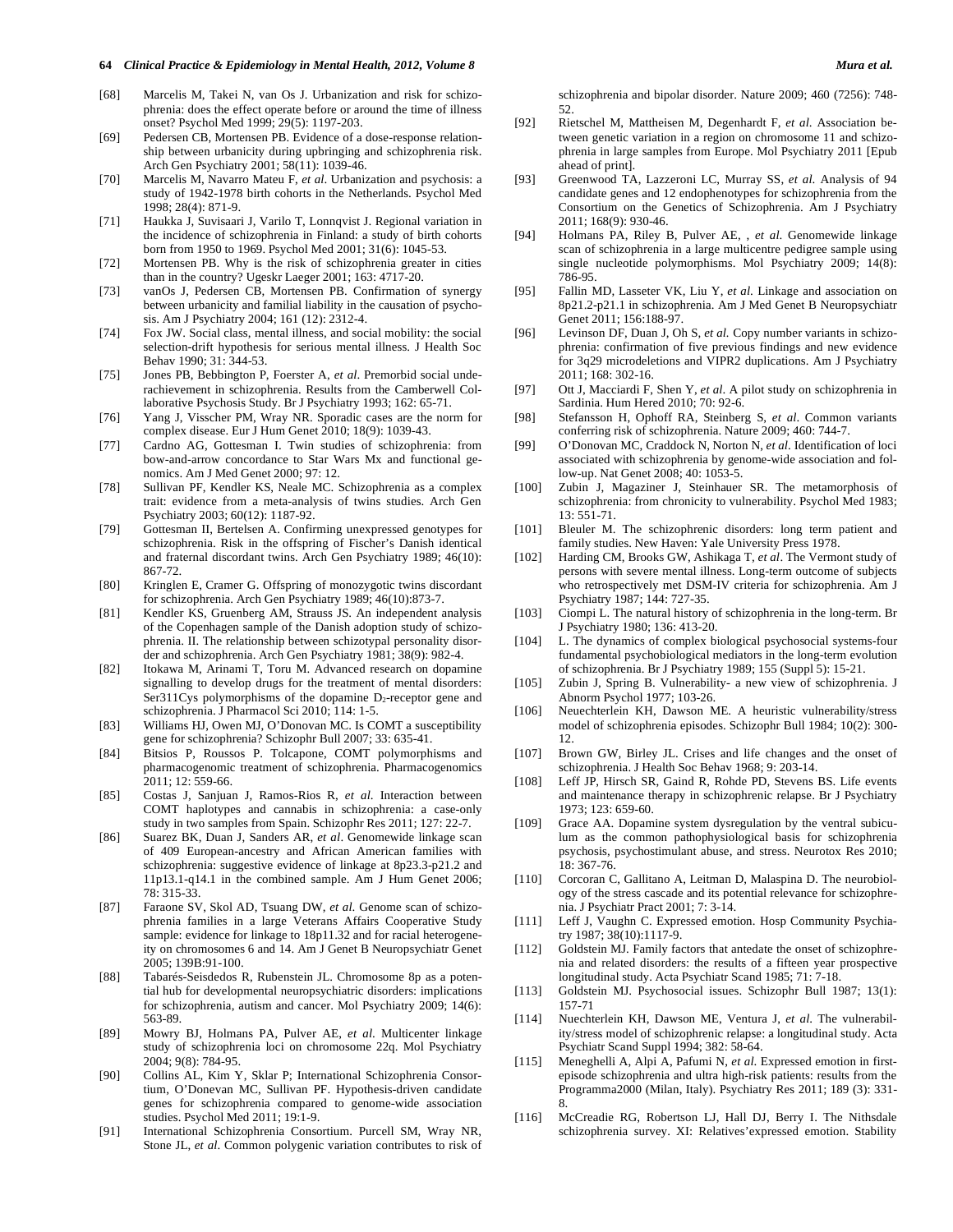[68] Marcelis M, Takei N, van Os J. Urbanization and risk for schizophrenia: does the effect operate before or around the time of illness onset? Psychol Med 1999; 29(5): 1197-203.

[69] Pedersen CB, Mortensen PB. Evidence of a dose-response relationship between urbanicity during upbringing and schizophrenia risk. Arch Gen Psychiatry 2001; 58(11): 1039-46.

[70] Marcelis M, Navarro Mateu F, *et al.* Urbanization and psychosis: a study of 1942-1978 birth cohorts in the Netherlands. Psychol Med 1998; 28(4): 871-9.

[71] Haukka J, Suvisaari J, Varilo T, Lonnqvist J. Regional variation in the incidence of schizophrenia in Finland: a study of birth cohorts born from 1950 to 1969. Psychol Med 2001; 31(6): 1045-53.

[72] Mortensen PB. Why is the risk of schizophrenia greater in cities than in the country? Ugeskr Laeger 2001; 163: 4717-20.

[73] vanOs J, Pedersen CB, Mortensen PB. Confirmation of synergy between urbanicity and familial liability in the causation of psychosis. Am J Psychiatry 2004; 161 (12): 2312-4.

[74] Fox JW. Social class, mental illness, and social mobility: the social selection-drift hypothesis for serious mental illness. J Health Soc Behav 1990; 31: 344-53.

[75] Jones PB, Bebbington P, Foerster A, *et al.* Premorbid social underachievement in schizophrenia. Results from the Camberwell Collaborative Psychosis Study. Br J Psychiatry 1993; 162: 65-71.

[76] Yang J, Visscher PM, Wray NR. Sporadic cases are the norm for complex disease. Eur J Hum Genet 2010; 18(9): 1039-43.

[77] Cardno AG, Gottesman I. Twin studies of schizophrenia: from bow-and-arrow concordance to Star Wars Mx and functional genomics. Am J Med Genet 2000; 97: 12.

[78] Sullivan PF, Kendler KS, Neale MC. Schizophrenia as a complex trait: evidence from a meta-analysis of twins studies. Arch Gen Psychiatry 2003; 60(12): 1187-92.

[79] Gottesman II, Bertelsen A. Confirming unexpressed genotypes for schizophrenia. Risk in the offspring of Fischer's Danish identical and fraternal discordant twins. Arch Gen Psychiatry 1989; 46(10): 867-72.

[80] Kringlen E, Cramer G. Offspring of monozygotic twins discordant for schizophrenia. Arch Gen Psychiatry 1989; 46(10):873-7.

[81] Kendler KS, Gruenberg AM, Strauss JS. An independent analysis of the Copenhagen sample of the Danish adoption study of schizophrenia. II. The relationship between schizotypal personality disorder and schizophrenia. Arch Gen Psychiatry 1981; 38(9): 982-4.

[82] Itokawa M, Arinami T, Toru M. Advanced research on dopamine signalling to develop drugs for the treatment of mental disorders: Ser311Cys polymorphisms of the dopamine $D_2$-receptor gene and schizophrenia. J Pharmacol Sci 2010; 114: 1-5.

[83] Williams HJ, Owen MJ, O'Donovan MC. Is COMT a susceptibility gene for schizophrenia? Schizophr Bull 2007; 33: 635-41.

[84] Bitsios P, Roussos P. Tolcapone, COMT polymorphisms and pharmacogenomic treatment of schizophrenia. Pharmacogenomics 2011; 12: 559-66.

[85] Costas J, Sanjuan J, Ramos-Rios R, *et al.* Interaction between COMT haplotypes and cannabis in schizophrenia: a case-only study in two samples from Spain. Schizophr Res 2011; 127: 22-7.

[86] Suarez BK, Duan J, Sanders AR, *et al*. Genomewide linkage scan of 409 European-ancestry and African American families with schizophrenia: suggestive evidence of linkage at 8p23.3-p21.2 and 11p13.1-q14.1 in the combined sample. Am J Hum Genet 2006; 78: 315-33.

[87] Faraone SV, Skol AD, Tsuang DW, *et al.* Genome scan of schizophrenia families in a large Veterans Affairs Cooperative Study sample: evidence for linkage to 18p11.32 and for racial heterogeneity on chromosomes 6 and 14. Am J Genet B Neuropsychiatr Genet 2005; 139B:91-100.

[88] Tabarés-Seisdedos R, Rubenstein JL. Chromosome 8p as a potential hub for developmental neuropsychiatric disorders: implications for schizophrenia, autism and cancer. Mol Psychiatry 2009; 14(6): 563-89.

[89] Mowry BJ, Holmans PA, Pulver AE, *et al.* Multicenter linkage study of schizophrenia loci on chromosome 22q. Mol Psychiatry 2004; 9(8): 784-95.

[90] Collins AL, Kim Y, Sklar P; International Schizophrenia Consortium, O'Donevan MC, Sullivan PF. Hypothesis-driven candidate genes for schizophrenia compared to genome-wide association studies. Psychol Med 2011; 19:1-9.

[91] International Schizophrenia Consortium. Purcell SM, Wray NR, Stone JL, *et al*. Common polygenic variation contributes to risk of schizophrenia and bipolar disorder. Nature 2009; 460 (7256): 748-52.

[92] Rietschel M, Mattheisen M, Degenhardt F, *et al.* Association between genetic variation in a region on chromosome 11 and schizophrenia in large samples from Europe. Mol Psychiatry 2011 [Epub ahead of print].

[93] Greenwood TA, Lazzeroni LC, Murray SS, *et al.* Analysis of 94 candidate genes and 12 endophenotypes for schizophrenia from the Consortium on the Genetics of Schizophrenia. Am J Psychiatry 2011; 168(9): 930-46.

[94] Holmans PA, Riley B, Pulver AE, , *et al.* Genomewide linkage scan of schizophrenia in a large multicentre pedigree sample using single nucleotide polymorphisms. Mol Psychiatry 2009; 14(8): 786-95.

[95] Fallin MD, Lasseter VK, Liu Y, *et al.* Linkage and association on 8p21.2-p21.1 in schizophrenia. Am J Med Genet B Neuropsychiatr Genet 2011; 156:188-97.

[96] Levinson DF, Duan J, Oh S, *et al.* Copy number variants in schizophrenia: confirmation of five previous findings and new evidence for 3q29 microdeletions and VIPR2 duplications. Am J Psychiatry 2011; 168: 302-16.

[97] Ott J, Macciardi F, Shen Y, *et al.* A pilot study on schizophrenia in Sardinia. Hum Hered 2010; 70: 92-6.

[98] Stefansson H, Ophoff RA, Steinberg S, *et al.* Common variants conferring risk of schizophrenia. Nature 2009; 460: 744-7.

[99] O'Donovan MC, Craddock N, Norton N, *et al.* Identification of loci associated with schizophrenia by genome-wide association and follow-up. Nat Genet 2008; 40: 1053-5.

[100] Zubin J, Magaziner J, Steinhauer SR. The metamorphosis of schizophrenia: from chronicity to vulnerability. Psychol Med 1983; 13: 551-71.

[101] Bleuler M. The schizophrenic disorders: long term patient and family studies. New Haven: Yale University Press 1978.

[102] Harding CM, Brooks GW, Ashikaga T, *et al*. The Vermont study of persons with severe mental illness. Long-term outcome of subjects who retrospectively met DSM-IV criteria for schizophrenia. Am J Psychiatry 1987; 144: 727-35.

[103] Ciompi L. The natural history of schizophrenia in the long-term. Br J Psychiatry 1980; 136: 413-20.

[104] L. The dynamics of complex biological psychosocial systems-four fundamental psychobiological mediators in the long-term evolution of schizophrenia. Br J Psychiatry 1989; 155 (Suppl 5): 15-21.

[105] Zubin J, Spring B. Vulnerability- a new view of schizophrenia. J Abnorm Psychol 1977; 103-26.

[106] Neuechterlein KH, Dawson ME. A heuristic vulnerability/stress model of schizophrenic episodes. Schizophr Bull 1984; 10(2): 300-12.

[107] Brown GW, Birley JL. Crises and life changes and the onset of schizophrenia. J Health Soc Behav 1968; 9: 203-14.

[108] Leff JP, Hirsch SR, Gaind R, Rohde PD, Stevens BS. Life events and maintenance therapy in schizophrenic relapse. Br J Psychiatry 1973; 123: 659-60.

[109] Grace AA. Dopamine system dysregulation by the ventral subiculum as the common pathophysiological basis for schizophrenia psychosis, psychostimulant abuse, and stress. Neurotox Res 2010; 18: 367-76.

[110] Corcoran C, Gallitano A, Leitman D, Malaspina D. The neurobiology of the stress cascade and its potential relevance for schizophrenia. J Psychiatr Pract 2001; 7: 3-14.

[111] Leff J, Vaughn C. Expressed emotion. Hosp Community Psychiatry 1987; 38(10):1117-9.

[112] Goldstein MJ. Family factors that antedate the onset of schizophrenia and related disorders: the results of a fifteen year prospective longitudinal study. Acta Psychiatr Scand 1985; 71: 7-18.

[113] Goldstein MJ. Psychosocial issues. Schizophr Bull 1987; 13(1): 157-71

[114] Nuechterlein KH, Dawson ME, Ventura J, *et al.* The vulnerability/stress model of schizophrenic relapse: a longitudinal study. Acta Psychiatr Scand Suppl 1994; 382: 58-64.

[115] Meneghelli A, Alpi A, Pafumi N, *et al.* Expressed emotion in first-episode schizophrenia and ultra high-risk patients: results from the Programma2000 (Milan, Italy). Psychiatry Res 2011; 189 (3): 331-8.

[116] McCreadie RG, Robertson LJ, Hall DJ, Berry I. The Nithsdale schizophrenia survey. XI: Relatives'expressed emotion. Stability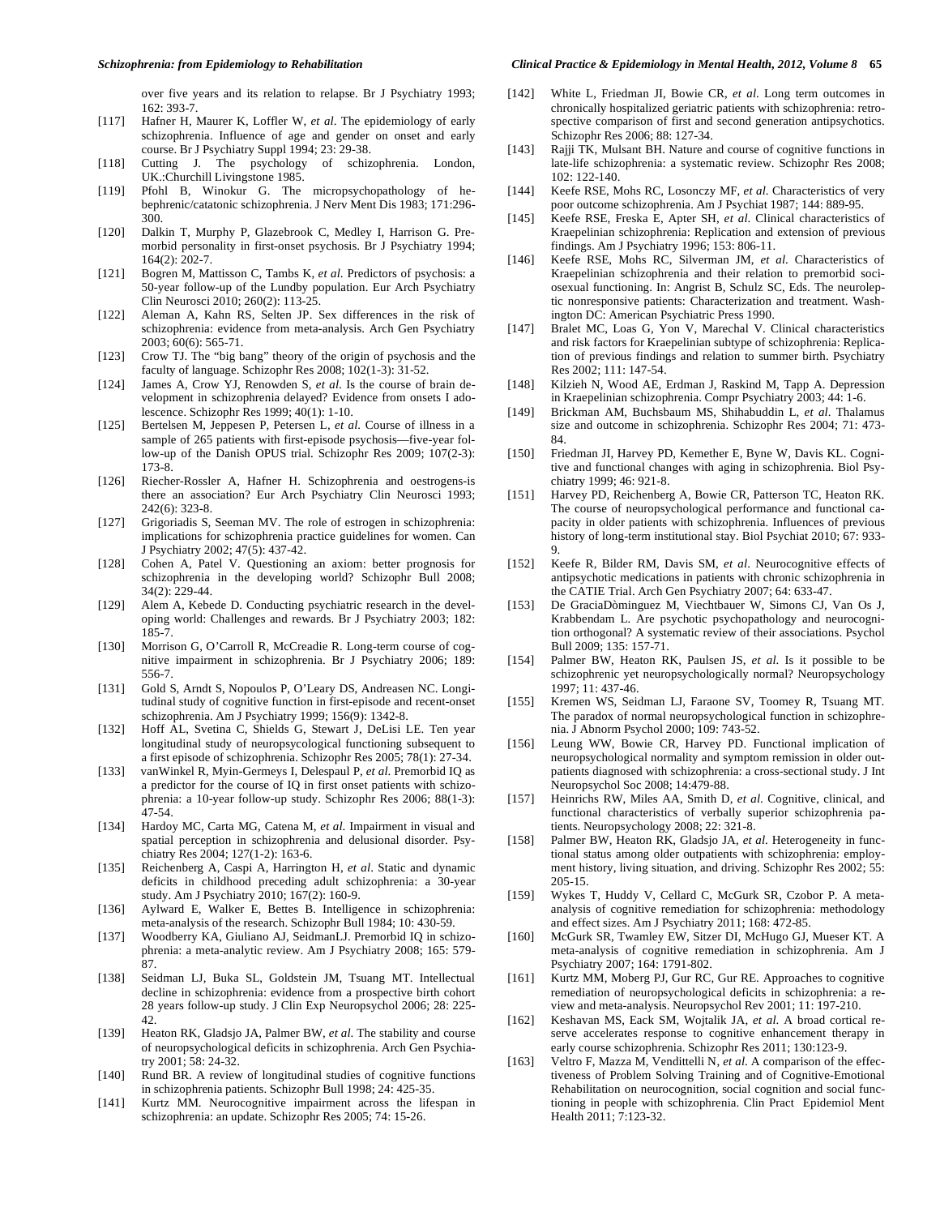over five years and its relation to relapse. Br J Psychiatry 1993; 162: 393-7.

[117] Hafner H, Maurer K, Loffler W, *et al*. The epidemiology of early schizophrenia. Influence of age and gender on onset and early course. Br J Psychiatry Suppl 1994; 23: 29-38.

[118] Cutting J. The psychology of schizophrenia. London, UK.:Churchill Livingstone 1985.

[119] Pfohl B, Winokur G. The micropsychopathology of hebephrenic/catatonic schizophrenia. J Nerv Ment Dis 1983; 171:296-300.

[120] Dalkin T, Murphy P, Glazebrook C, Medley I, Harrison G. Premorbid personality in first-onset psychosis. Br J Psychiatry 1994; 164(2): 202-7.

[121] Bogren M, Mattisson C, Tambs K, *et al.* Predictors of psychosis: a 50-year follow-up of the Lundby population. Eur Arch Psychiatry Clin Neurosci 2010; 260(2): 113-25.

[122] Aleman A, Kahn RS, Selten JP. Sex differences in the risk of schizophrenia: evidence from meta-analysis. Arch Gen Psychiatry 2003; 60(6): 565-71.

[123] Crow TJ. The "big bang" theory of the origin of psychosis and the faculty of language. Schizophr Res 2008; 102(1-3): 31-52.

[124] James A, Crow YJ, Renowden S, *et al.* Is the course of brain development in schizophrenia delayed? Evidence from onsets I adolescence. Schizophr Res 1999; 40(1): 1-10.

[125] Bertelsen M, Jeppesen P, Petersen L, *et al.* Course of illness in a sample of 265 patients with first-episode psychosis—five-year follow-up of the Danish OPUS trial. Schizophr Res 2009; 107(2-3): 173-8.

[126] Riecher-Rossler A, Hafner H. Schizophrenia and oestrogens-is there an association? Eur Arch Psychiatry Clin Neurosci 1993; 242(6): 323-8.

[127] Grigoriadis S, Seeman MV. The role of estrogen in schizophrenia: implications for schizophrenia practice guidelines for women. Can J Psychiatry 2002; 47(5): 437-42.

[128] Cohen A, Patel V. Questioning an axiom: better prognosis for schizophrenia in the developing world? Schizophr Bull 2008; 34(2): 229-44.

[129] Alem A, Kebede D. Conducting psychiatric research in the developing world: Challenges and rewards. Br J Psychiatry 2003; 182: 185-7.

[130] Morrison G, O'Carroll R, McCreadie R. Long-term course of cognitive impairment in schizophrenia. Br J Psychiatry 2006; 189: 556-7.

[131] Gold S, Arndt S, Nopoulos P, O'Leary DS, Andreasen NC. Longitudinal study of cognitive function in first-episode and recent-onset schizophrenia. Am J Psychiatry 1999; 156(9): 1342-8.

[132] Hoff AL, Svetina C, Shields G, Stewart J, DeLisi LE. Ten year longitudinal study of neuropsycological functioning subsequent to a first episode of schizophrenia. Schizophr Res 2005; 78(1): 27-34.

[133] vanWinkel R, Myin-Germeys I, Delespaul P, *et al.* Premorbid IQ as a predictor for the course of IQ in first onset patients with schizophrenia: a 10-year follow-up study. Schizophr Res 2006; 88(1-3): 47-54.

[134] Hardoy MC, Carta MG, Catena M, *et al.* Impairment in visual and spatial perception in schizophrenia and delusional disorder. Psychiatry Res 2004; 127(1-2): 163-6.

[135] Reichenberg A, Caspi A, Harrington H, *et al*. Static and dynamic deficits in childhood preceding adult schizophrenia: a 30-year study. Am J Psychiatry 2010; 167(2): 160-9.

[136] Aylward E, Walker E, Bettes B. Intelligence in schizophrenia: meta-analysis of the research. Schizophr Bull 1984; 10: 430-59.

[137] Woodberry KA, Giuliano AJ, SeidmanLJ. Premorbid IQ in schizophrenia: a meta-analytic review. Am J Psychiatry 2008; 165: 579-87.

[138] Seidman LJ, Buka SL, Goldstein JM, Tsuang MT. Intellectual decline in schizophrenia: evidence from a prospective birth cohort 28 years follow-up study. J Clin Exp Neuropsychol 2006; 28: 225-42.

[139] Heaton RK, Gladsjo JA, Palmer BW, *et al.* The stability and course of neuropsychological deficits in schizophrenia. Arch Gen Psychiatry 2001; 58: 24-32.

[140] Rund BR. A review of longitudinal studies of cognitive functions in schizophrenia patients. Schizophr Bull 1998; 24: 425-35.

[141] Kurtz MM. Neurocognitive impairment across the lifespan in schizophrenia: an update. Schizophr Res 2005; 74: 15-26.

[142] White L, Friedman JI, Bowie CR, *et al.* Long term outcomes in chronically hospitalized geriatric patients with schizophrenia: retrospective comparison of first and second generation antipsychotics. Schizophr Res 2006; 88: 127-34.

[143] Rajji TK, Mulsant BH. Nature and course of cognitive functions in late-life schizophrenia: a systematic review. Schizophr Res 2008; 102: 122-140.

[144] Keefe RSE, Mohs RC, Losonczy MF, *et al.* Characteristics of very poor outcome schizophrenia. Am J Psychiat 1987; 144: 889-95.

[145] Keefe RSE, Freska E, Apter SH, *et al.* Clinical characteristics of Kraepelinian schizophrenia: Replication and extension of previous findings. Am J Psychiatry 1996; 153: 806-11.

[146] Keefe RSE, Mohs RC, Silverman JM, *et al.* Characteristics of Kraepelinian schizophrenia and their relation to premorbid sociosexual functioning. In: Angrist B, Schulz SC, Eds. The neuroleptic nonresponsive patients: Characterization and treatment. Washington DC: American Psychiatric Press 1990.

[147] Bralet MC, Loas G, Yon V, Marechal V. Clinical characteristics and risk factors for Kraepelinian subtype of schizophrenia: Replication of previous findings and relation to summer birth. Psychiatry Res 2002; 111: 147-54.

[148] Kilzieh N, Wood AE, Erdman J, Raskind M, Tapp A. Depression in Kraepelinian schizophrenia. Compr Psychiatry 2003; 44: 1-6.

[149] Brickman AM, Buchsbaum MS, Shihabuddin L, *et al.* Thalamus size and outcome in schizophrenia. Schizophr Res 2004; 71: 473-84.

[150] Friedman JI, Harvey PD, Kemether E, Byne W, Davis KL. Cognitive and functional changes with aging in schizophrenia. Biol Psychiatry 1999; 46: 921-8.

[151] Harvey PD, Reichenberg A, Bowie CR, Patterson TC, Heaton RK. The course of neuropsychological performance and functional capacity in older patients with schizophrenia. Influences of previous history of long-term institutional stay. Biol Psychiat 2010; 67: 933-9.

[152] Keefe R, Bilder RM, Davis SM, *et al.* Neurocognitive effects of antipsychotic medications in patients with chronic schizophrenia in the CATIE Trial. Arch Gen Psychiatry 2007; 64: 633-47.

[153] De GraciaDòminguez M, Viechtbauer W, Simons CJ, Van Os J, Krabbendam L. Are psychotic psychopathology and neurocognition orthogonal? A systematic review of their associations. Psychol Bull 2009; 135: 157-71.

[154] Palmer BW, Heaton RK, Paulsen JS, *et al.* Is it possible to be schizophrenic yet neuropsychologically normal? Neuropsychology 1997; 11: 437-46.

[155] Kremen WS, Seidman LJ, Faraone SV, Toomey R, Tsuang MT. The paradox of normal neuropsychological function in schizophrenia. J Abnorm Psychol 2000; 109: 743-52.

[156] Leung WW, Bowie CR, Harvey PD. Functional implication of neuropsychological normality and symptom remission in older outpatients diagnosed with schizophrenia: a cross-sectional study. J Int Neuropsychol Soc 2008; 14:479-88.

[157] Heinrichs RW, Miles AA, Smith D, *et al.* Cognitive, clinical, and functional characteristics of verbally superior schizophrenia patients. Neuropsychology 2008; 22: 321-8.

[158] Palmer BW, Heaton RK, Gladsjo JA, *et al.* Heterogeneity in functional status among older outpatients with schizophrenia: employment history, living situation, and driving. Schizophr Res 2002; 55: 205-15.

[159] Wykes T, Huddy V, Cellard C, McGurk SR, Czobor P. A meta-analysis of cognitive remediation for schizophrenia: methodology and effect sizes. Am J Psychiatry 2011; 168: 472-85.

[160] McGurk SR, Twamley EW, Sitzer DI, McHugo GJ, Mueser KT. A meta-analysis of cognitive remediation in schizophrenia. Am J Psychiatry 2007; 164: 1791-802.

[161] Kurtz MM, Moberg PJ, Gur RC, Gur RE. Approaches to cognitive remediation of neuropsychological deficits in schizophrenia: a review and meta-analysis. Neuropsychol Rev 2001; 11: 197-210.

[162] Keshavan MS, Eack SM, Wojtalik JA, *et al.* A broad cortical reserve accelerates response to cognitive enhancement therapy in early course schizophrenia. Schizophr Res 2011; 130:123-9.

[163] Veltro F, Mazza M, Vendittelli N, *et al.* A comparison of the effectiveness of Problem Solving Training and of Cognitive-Emotional Rehabilitation on neurocognition, social cognition and social functioning in people with schizophrenia. Clin Pract Epidemiol Ment Health 2011; 7:123-32.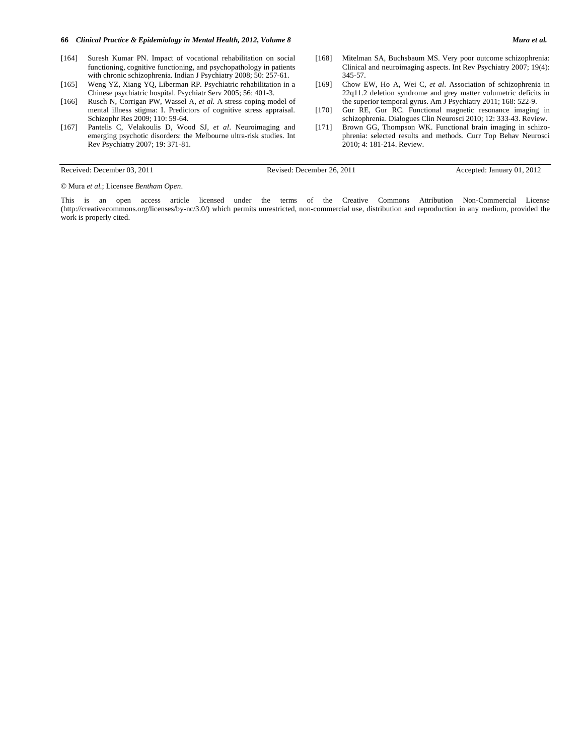[164] Suresh Kumar PN. Impact of vocational rehabilitation on social functioning, cognitive functioning, and psychopathology in patients with chronic schizophrenia. Indian J Psychiatry 2008; 50: 257-61.

[165] Weng YZ, Xiang YQ, Liberman RP. Psychiatric rehabilitation in a Chinese psychiatric hospital. Psychiatr Serv 2005; 56: 401-3.

[166] Rusch N, Corrigan PW, Wassel A, *et al*. A stress coping model of mental illness stigma: I. Predictors of cognitive stress appraisal. Schizophr Res 2009; 110: 59-64.

[167] Pantelis C, Velakoulis D, Wood SJ, *et al*. Neuroimaging and emerging psychotic disorders: the Melbourne ultra-risk studies. Int Rev Psychiatry 2007; 19: 371-81.

[168] Mitelman SA, Buchsbaum MS. Very poor outcome schizophrenia: Clinical and neuroimaging aspects. Int Rev Psychiatry 2007; 19(4): 345-57.

[169] Chow EW, Ho A, Wei C, *et al*. Association of schizophrenia in 22q11.2 deletion syndrome and grey matter volumetric deficits in the superior temporal gyrus. Am J Psychiatry 2011; 168: 522-9.

[170] Gur RE, Gur RC. Functional magnetic resonance imaging in schizophrenia. Dialogues Clin Neurosci 2010; 12: 333-43. Review.

[171] Brown GG, Thompson WK. Functional brain imaging in schizophrenia: selected results and methods. Curr Top Behav Neurosci 2010; 4: 181-214. Review.

---

Received: December 03, 2011 Revised: December 26, 2011 Accepted: January 01, 2012

© Mura *et al.*; Licensee *Bentham Open*.

This is an open access article licensed under the terms of the Creative Commons Attribution Non-Commercial License (http://creativecommons.org/licenses/by-nc/3.0/) which permits unrestricted, non-commercial use, distribution and reproduction in any medium, provided the work is properly cited.